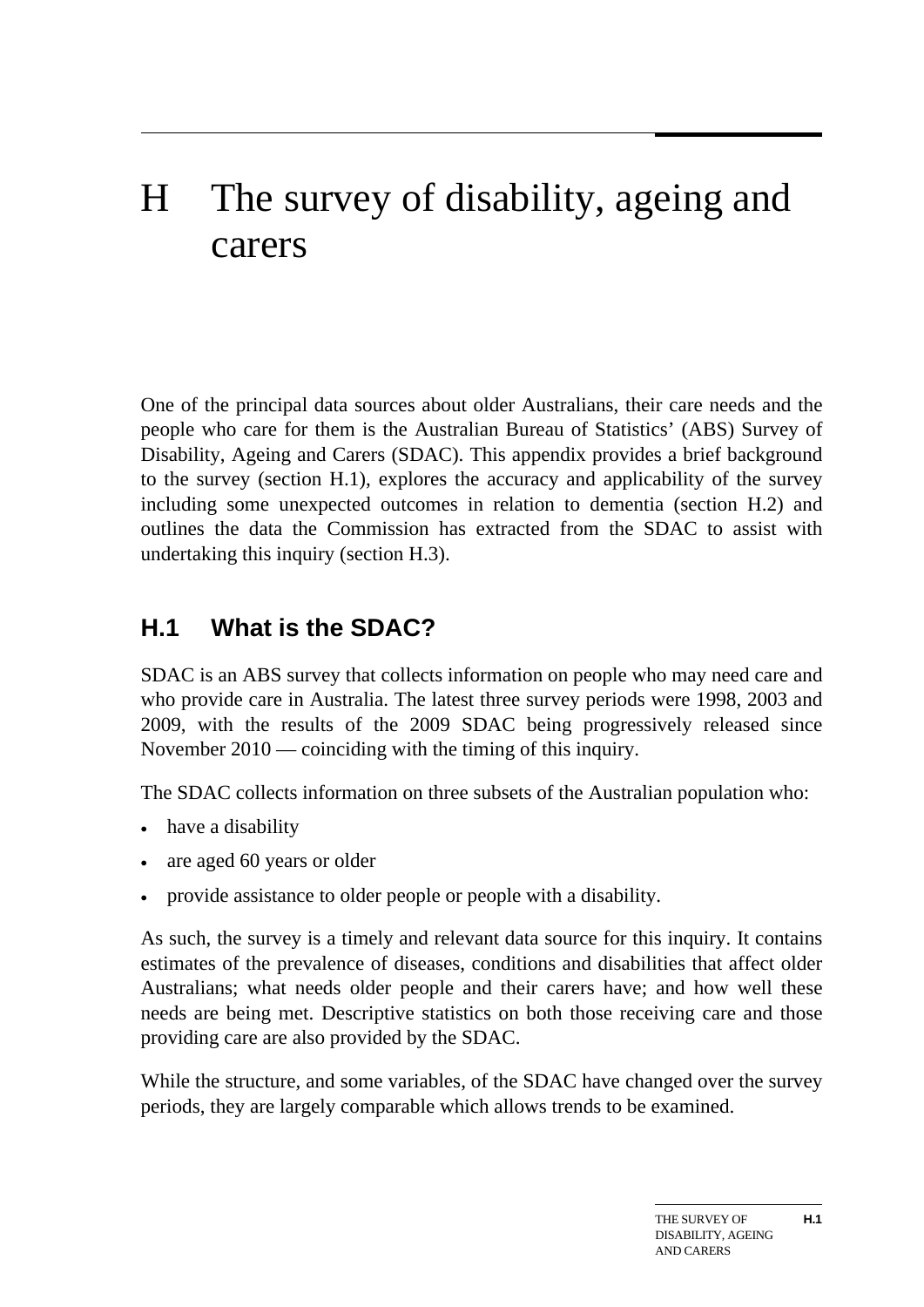# H The survey of disability, ageing and carers

One of the principal data sources about older Australians, their care needs and the people who care for them is the Australian Bureau of Statistics' (ABS) Survey of Disability, Ageing and Carers (SDAC). This appendix provides a brief background to the survey (section H.1), explores the accuracy and applicability of the survey including some unexpected outcomes in relation to dementia (section H.2) and outlines the data the Commission has extracted from the SDAC to assist with undertaking this inquiry (section H.3).

## H.1 What is the SDAC?

SDAC is an ABS survey that collects information on people who may need care and who provide care in Australia. The latest three survey periods were 1998, 2003 and 2009, with the results of the 2009 SDAC being progressively released since November 2010 — coinciding with the timing of this inquiry.

The SDAC collects information on three subsets of the Australian population who:

- have a disability
- are aged 60 years or older
- provide assistance to older people or people with a disability.

As such, the survey is a timely and relevant data source for this inquiry. It contains estimates of the prevalence of diseases, conditions and disabilities that affect older Australians; what needs older people and their carers have; and how well these needs are being met. Descriptive statistics on both those receiving care and those providing care are also provided by the SDAC.

While the structure, and some variables, of the SDAC have changed over the survey periods, they are largely comparable which allows trends to be examined.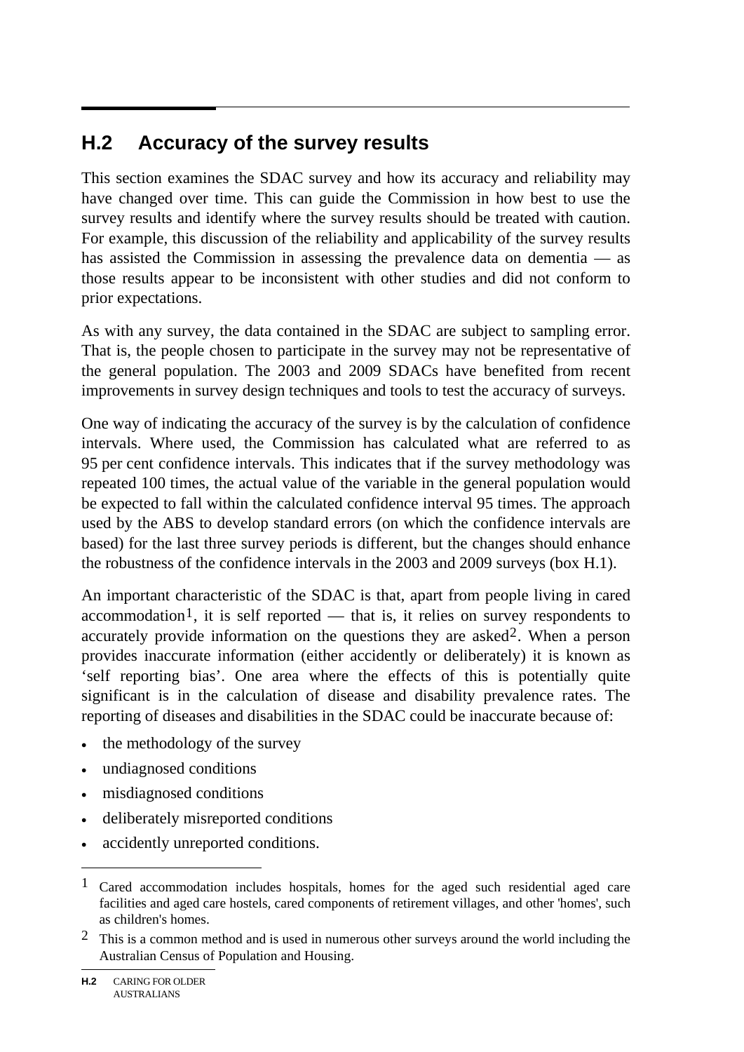## H.2 Accuracy of the survey results

This section examines the SDAC survey and how its accuracy and reliability may have changed over time. This can guide the Commission in how best to use the survey results and identify where the survey results should be treated with caution. For example, this discussion of the reliability and applicability of the survey results has assisted the Commission in assessing the prevalence data on dementia — as those results appear to be inconsistent with other studies and did not conform to prior expectations.

As with any survey, the data contained in the SDAC are subject to sampling error. That is, the people chosen to participate in the survey may not be representative of the general population. The 2003 and 2009 SDACs have benefited from recent improvements in survey design techniques and tools to test the accuracy of surveys.

One way of indicating the accuracy of the survey is by the calculation of confidence intervals. Where used, the Commission has calculated what are referred to as 95 per cent confidence intervals. This indicates that if the survey methodology was repeated 100 times, the actual value of the variable in the general population would be expected to fall within the calculated confidence interval 95 times. The approach used by the ABS to develop standard errors (on which the confidence intervals are based) for the last three survey periods is different, but the changes should enhance the robustness of the confidence intervals in the 2003 and 2009 surveys (box H.1).

An important characteristic of the SDAC is that, apart from people living in cared accommodation[1], it is self reported — that is, it relies on survey respondents to accurately provide information on the questions they are asked[2]. When a person provides inaccurate information (either accidently or deliberately) it is known as 'self reporting bias'. One area where the effects of this is potentially quite significant is in the calculation of disease and disability prevalence rates. The reporting of diseases and disabilities in the SDAC could be inaccurate because of:

- the methodology of the survey
- undiagnosed conditions
- misdiagnosed conditions
- deliberately misreported conditions
- accidently unreported conditions.

---

[1] Cared accommodation includes hospitals, homes for the aged such residential aged care facilities and aged care hostels, cared components of retirement villages, and other 'homes', such as children's homes.

[2] This is a common method and is used in numerous other surveys around the world including the Australian Census of Population and Housing.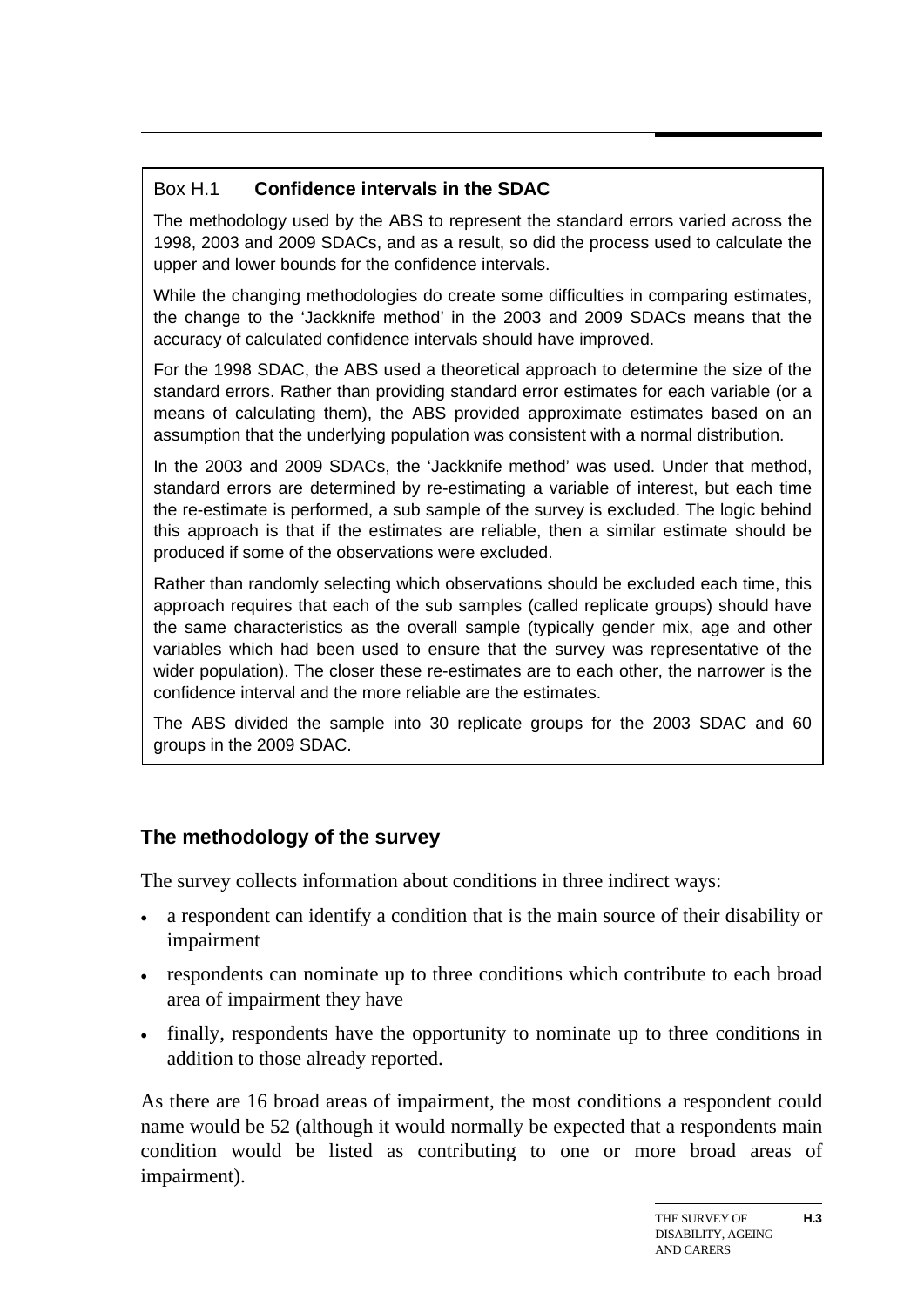**Box H.1 Confidence intervals in the SDAC**

The methodology used by the ABS to represent the standard errors varied across the 1998, 2003 and 2009 SDACs, and as a result, so did the process used to calculate the upper and lower bounds for the confidence intervals.

While the changing methodologies do create some difficulties in comparing estimates, the change to the 'Jackknife method' in the 2003 and 2009 SDACs means that the accuracy of calculated confidence intervals should have improved.

For the 1998 SDAC, the ABS used a theoretical approach to determine the size of the standard errors. Rather than providing standard error estimates for each variable (or a means of calculating them), the ABS provided approximate estimates based on an assumption that the underlying population was consistent with a normal distribution.

In the 2003 and 2009 SDACs, the 'Jackknife method' was used. Under that method, standard errors are determined by re-estimating a variable of interest, but each time the re-estimate is performed, a sub sample of the survey is excluded. The logic behind this approach is that if the estimates are reliable, then a similar estimate should be produced if some of the observations were excluded.

Rather than randomly selecting which observations should be excluded each time, this approach requires that each of the sub samples (called replicate groups) should have the same characteristics as the overall sample (typically gender mix, age and other variables which had been used to ensure that the survey was representative of the wider population). The closer these re-estimates are to each other, the narrower is the confidence interval and the more reliable are the estimates.

The ABS divided the sample into 30 replicate groups for the 2003 SDAC and 60 groups in the 2009 SDAC.

## The methodology of the survey

The survey collects information about conditions in three indirect ways:

- a respondent can identify a condition that is the main source of their disability or impairment
- respondents can nominate up to three conditions which contribute to each broad area of impairment they have
- finally, respondents have the opportunity to nominate up to three conditions in addition to those already reported.

As there are 16 broad areas of impairment, the most conditions a respondent could name would be 52 (although it would normally be expected that a respondents main condition would be listed as contributing to one or more broad areas of impairment).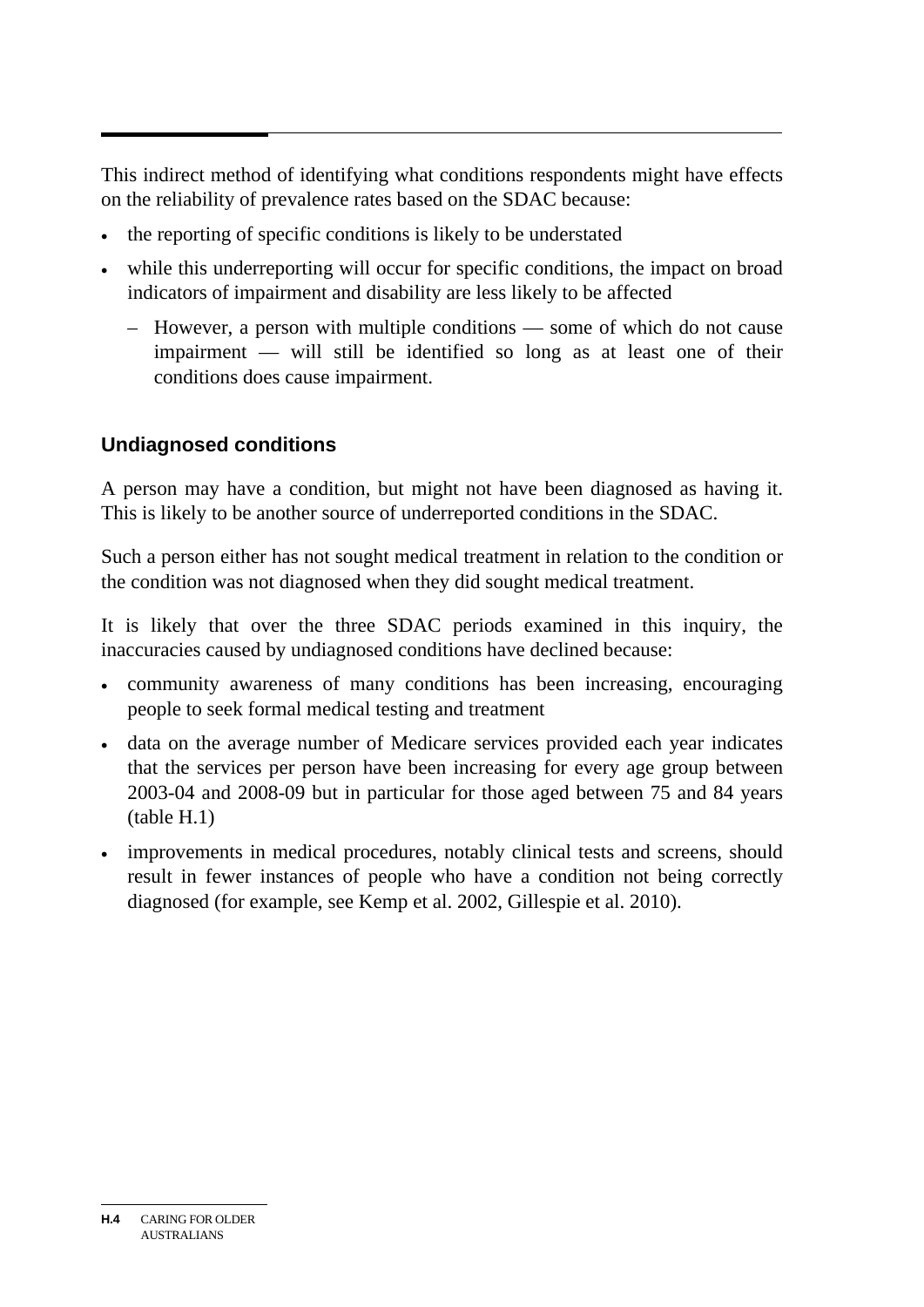This indirect method of identifying what conditions respondents might have effects on the reliability of prevalence rates based on the SDAC because:

- the reporting of specific conditions is likely to be understated
- while this underreporting will occur for specific conditions, the impact on broad indicators of impairment and disability are less likely to be affected
  - However, a person with multiple conditions — some of which do not cause impairment — will still be identified so long as at least one of their conditions does cause impairment.

### Undiagnosed conditions

A person may have a condition, but might not have been diagnosed as having it. This is likely to be another source of underreported conditions in the SDAC.

Such a person either has not sought medical treatment in relation to the condition or the condition was not diagnosed when they did sought medical treatment.

It is likely that over the three SDAC periods examined in this inquiry, the inaccuracies caused by undiagnosed conditions have declined because:

- community awareness of many conditions has been increasing, encouraging people to seek formal medical testing and treatment
- data on the average number of Medicare services provided each year indicates that the services per person have been increasing for every age group between 2003-04 and 2008-09 but in particular for those aged between 75 and 84 years (table H.1)
- improvements in medical procedures, notably clinical tests and screens, should result in fewer instances of people who have a condition not being correctly diagnosed (for example, see Kemp et al. 2002, Gillespie et al. 2010).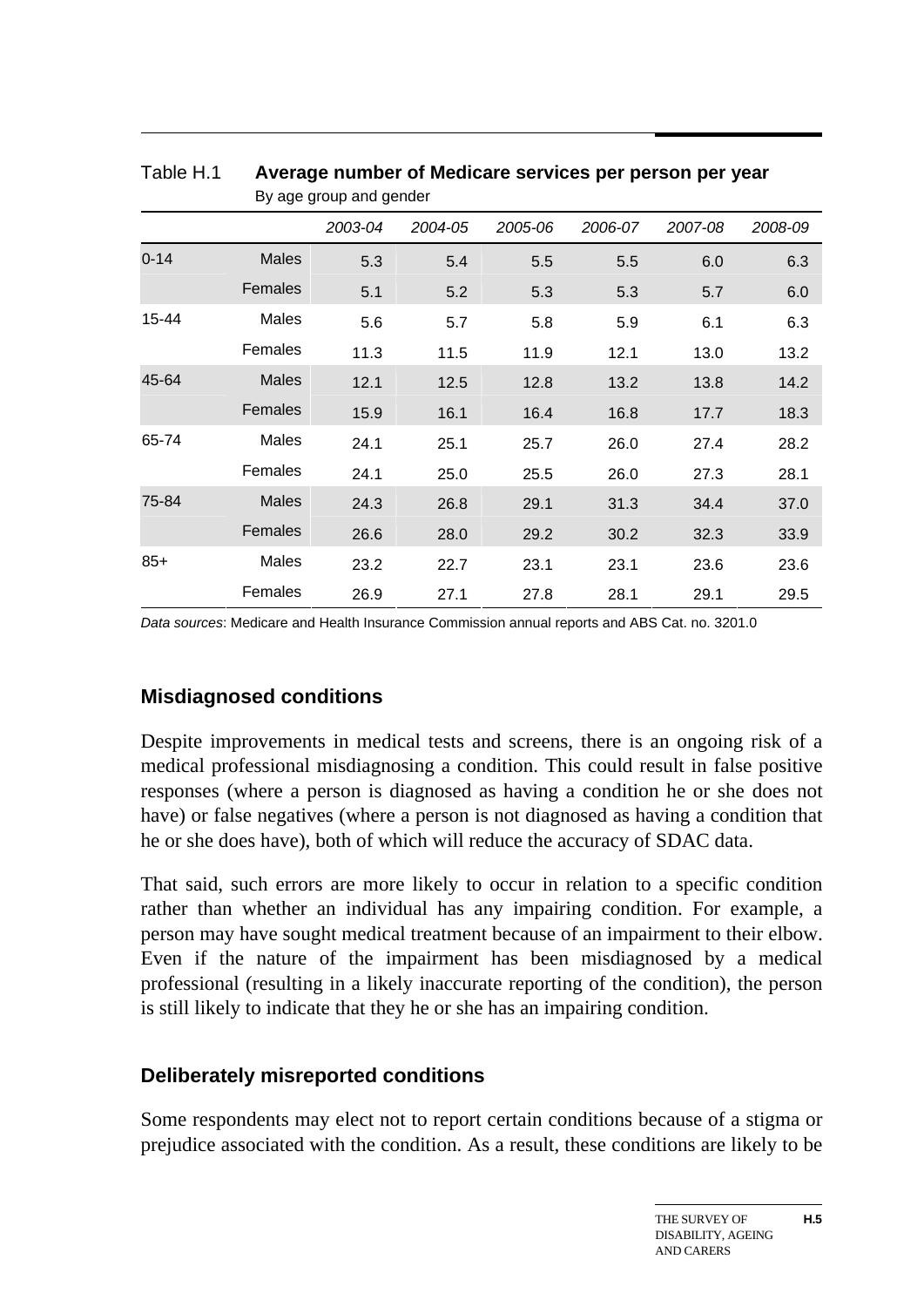Table H.1 **Average number of Medicare services per person per year**

By age group and gender

| | | 2003-04 | 2004-05 | 2005-06 | 2006-07 | 2007-08 | 2008-09 |
|---|---|---|---|---|---|---|---|
| 0-14 | Males | 5.3 | 5.4 | 5.5 | 5.5 | 6.0 | 6.3 |
| | Females | 5.1 | 5.2 | 5.3 | 5.3 | 5.7 | 6.0 |
| 15-44 | Males | 5.6 | 5.7 | 5.8 | 5.9 | 6.1 | 6.3 |
| | Females | 11.3 | 11.5 | 11.9 | 12.1 | 13.0 | 13.2 |
| 45-64 | Males | 12.1 | 12.5 | 12.8 | 13.2 | 13.8 | 14.2 |
| | Females | 15.9 | 16.1 | 16.4 | 16.8 | 17.7 | 18.3 |
| 65-74 | Males | 24.1 | 25.1 | 25.7 | 26.0 | 27.4 | 28.2 |
| | Females | 24.1 | 25.0 | 25.5 | 26.0 | 27.3 | 28.1 |
| 75-84 | Males | 24.3 | 26.8 | 29.1 | 31.3 | 34.4 | 37.0 |
| | Females | 26.6 | 28.0 | 29.2 | 30.2 | 32.3 | 33.9 |
| 85+ | Males | 23.2 | 22.7 | 23.1 | 23.1 | 23.6 | 23.6 |
| | Females | 26.9 | 27.1 | 27.8 | 28.1 | 29.1 | 29.5 |

*Data sources*: Medicare and Health Insurance Commission annual reports and ABS Cat. no. 3201.0

### Misdiagnosed conditions

Despite improvements in medical tests and screens, there is an ongoing risk of a medical professional misdiagnosing a condition. This could result in false positive responses (where a person is diagnosed as having a condition he or she does not have) or false negatives (where a person is not diagnosed as having a condition that he or she does have), both of which will reduce the accuracy of SDAC data.

That said, such errors are more likely to occur in relation to a specific condition rather than whether an individual has any impairing condition. For example, a person may have sought medical treatment because of an impairment to their elbow. Even if the nature of the impairment has been misdiagnosed by a medical professional (resulting in a likely inaccurate reporting of the condition), the person is still likely to indicate that they he or she has an impairing condition.

### Deliberately misreported conditions

Some respondents may elect not to report certain conditions because of a stigma or prejudice associated with the condition. As a result, these conditions are likely to be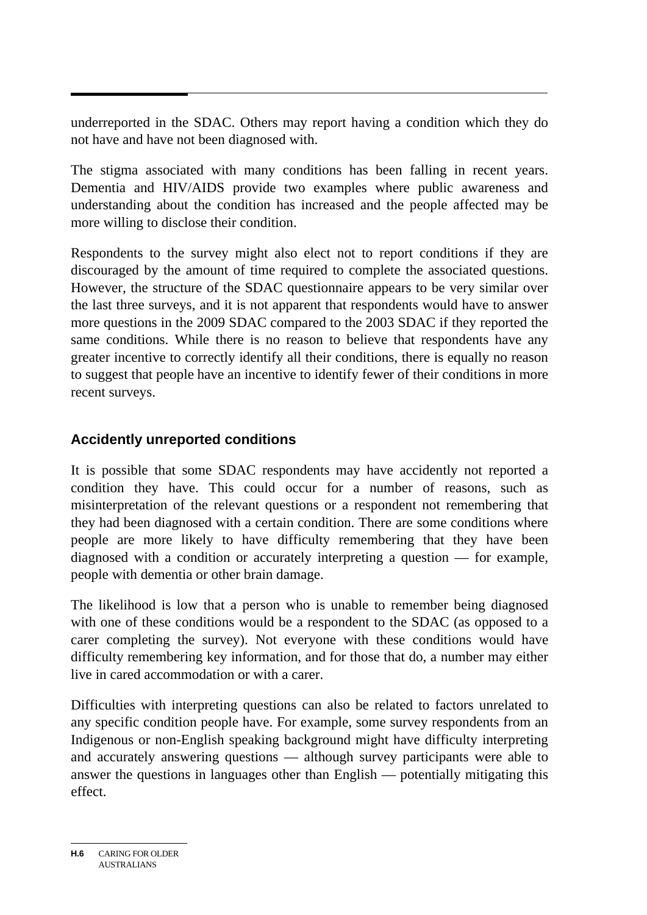underreported in the SDAC. Others may report having a condition which they do not have and have not been diagnosed with.

The stigma associated with many conditions has been falling in recent years. Dementia and HIV/AIDS provide two examples where public awareness and understanding about the condition has increased and the people affected may be more willing to disclose their condition.

Respondents to the survey might also elect not to report conditions if they are discouraged by the amount of time required to complete the associated questions. However, the structure of the SDAC questionnaire appears to be very similar over the last three surveys, and it is not apparent that respondents would have to answer more questions in the 2009 SDAC compared to the 2003 SDAC if they reported the same conditions. While there is no reason to believe that respondents have any greater incentive to correctly identify all their conditions, there is equally no reason to suggest that people have an incentive to identify fewer of their conditions in more recent surveys.

### Accidently unreported conditions

It is possible that some SDAC respondents may have accidently not reported a condition they have. This could occur for a number of reasons, such as misinterpretation of the relevant questions or a respondent not remembering that they had been diagnosed with a certain condition. There are some conditions where people are more likely to have difficulty remembering that they have been diagnosed with a condition or accurately interpreting a question — for example, people with dementia or other brain damage.

The likelihood is low that a person who is unable to remember being diagnosed with one of these conditions would be a respondent to the SDAC (as opposed to a carer completing the survey). Not everyone with these conditions would have difficulty remembering key information, and for those that do, a number may either live in cared accommodation or with a carer.

Difficulties with interpreting questions can also be related to factors unrelated to any specific condition people have. For example, some survey respondents from an Indigenous or non-English speaking background might have difficulty interpreting and accurately answering questions — although survey participants were able to answer the questions in languages other than English — potentially mitigating this effect.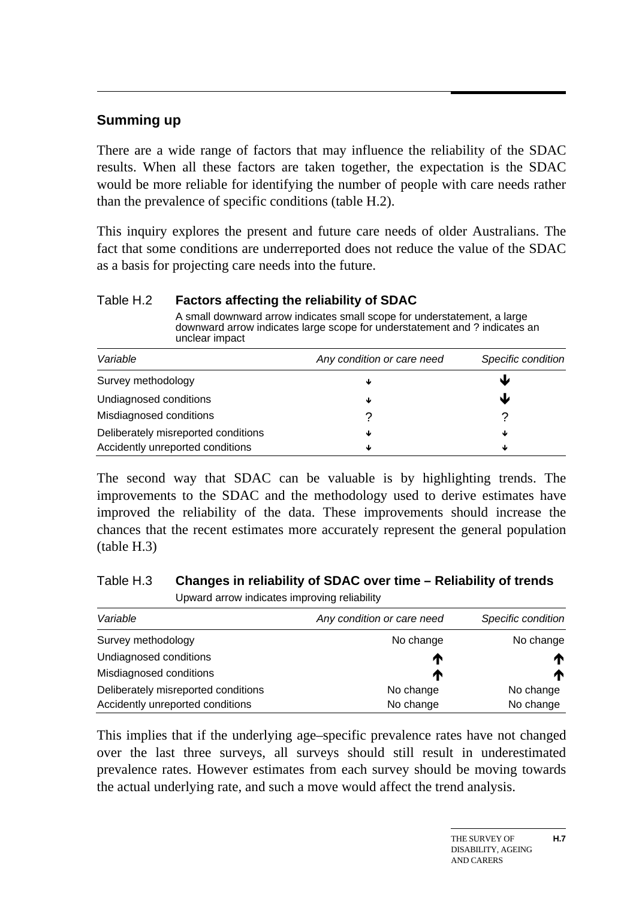### Summing up

There are a wide range of factors that may influence the reliability of the SDAC results. When all these factors are taken together, the expectation is the SDAC would be more reliable for identifying the number of people with care needs rather than the prevalence of specific conditions (table H.2).

This inquiry explores the present and future care needs of older Australians. The fact that some conditions are underreported does not reduce the value of the SDAC as a basis for projecting care needs into the future.

Table H.2 **Factors affecting the reliability of SDAC**

A small downward arrow indicates small scope for understatement, a large downward arrow indicates large scope for understatement and ? indicates an unclear impact

| *Variable* | *Any condition or care need* | *Specific condition* |
|---|---|---|
| Survey methodology | ↓ | ⬇ |
| Undiagnosed conditions | ↓ | ⬇ |
| Misdiagnosed conditions | ? | ? |
| Deliberately misreported conditions | ↓ | ↓ |
| Accidently unreported conditions | ↓ | ↓ |

The second way that SDAC can be valuable is by highlighting trends. The improvements to the SDAC and the methodology used to derive estimates have improved the reliability of the data. These improvements should increase the chances that the recent estimates more accurately represent the general population (table H.3)

Table H.3 **Changes in reliability of SDAC over time – Reliability of trends**

Upward arrow indicates improving reliability

| *Variable* | *Any condition or care need* | *Specific condition* |
|---|---|---|
| Survey methodology | No change | No change |
| Undiagnosed conditions | ⬆ | ⬆ |
| Misdiagnosed conditions | ⬆ | ⬆ |
| Deliberately misreported conditions | No change | No change |
| Accidently unreported conditions | No change | No change |

This implies that if the underlying age–specific prevalence rates have not changed over the last three surveys, all surveys should still result in underestimated prevalence rates. However estimates from each survey should be moving towards the actual underlying rate, and such a move would affect the trend analysis.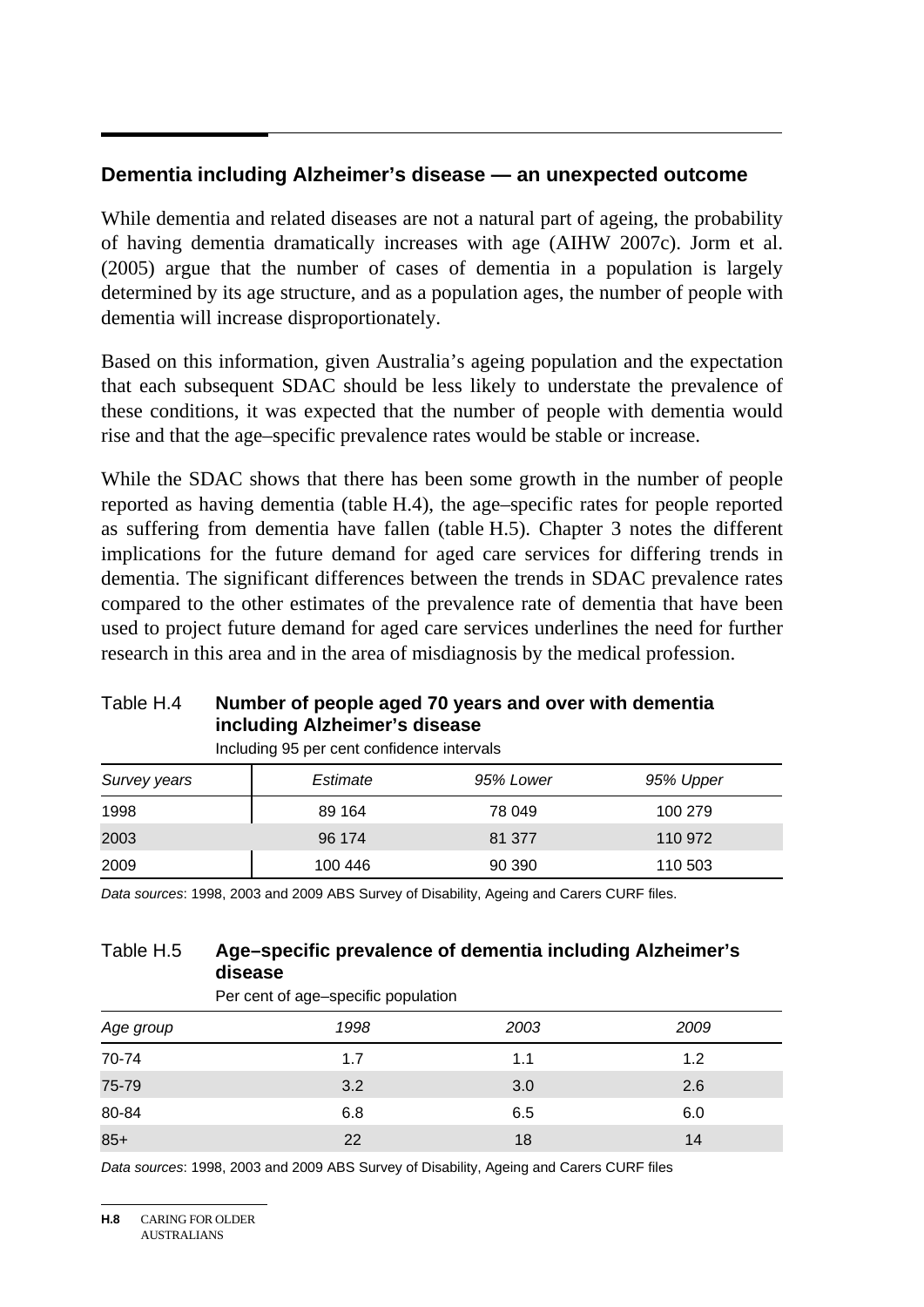## Dementia including Alzheimer's disease — an unexpected outcome

While dementia and related diseases are not a natural part of ageing, the probability of having dementia dramatically increases with age (AIHW 2007c). Jorm et al. (2005) argue that the number of cases of dementia in a population is largely determined by its age structure, and as a population ages, the number of people with dementia will increase disproportionately.

Based on this information, given Australia's ageing population and the expectation that each subsequent SDAC should be less likely to understate the prevalence of these conditions, it was expected that the number of people with dementia would rise and that the age–specific prevalence rates would be stable or increase.

While the SDAC shows that there has been some growth in the number of people reported as having dementia (table H.4), the age–specific rates for people reported as suffering from dementia have fallen (table H.5). Chapter 3 notes the different implications for the future demand for aged care services for differing trends in dementia. The significant differences between the trends in SDAC prevalence rates compared to the other estimates of the prevalence rate of dementia that have been used to project future demand for aged care services underlines the need for further research in this area and in the area of misdiagnosis by the medical profession.

Table H.4 **Number of people aged 70 years and over with dementia including Alzheimer's disease**

Including 95 per cent confidence intervals

| *Survey years* | *Estimate* | *95% Lower* | *95% Upper* |
|---|---|---|---|
| 1998 | 89 164 | 78 049 | 100 279 |
| 2003 | 96 174 | 81 377 | 110 972 |
| 2009 | 100 446 | 90 390 | 110 503 |

*Data sources*: 1998, 2003 and 2009 ABS Survey of Disability, Ageing and Carers CURF files.

Table H.5 **Age–specific prevalence of dementia including Alzheimer's disease**

Per cent of age–specific population

| *Age group* | *1998* | *2003* | *2009* |
|---|---|---|---|
| 70-74 | 1.7 | 1.1 | 1.2 |
| 75-79 | 3.2 | 3.0 | 2.6 |
| 80-84 | 6.8 | 6.5 | 6.0 |
| 85+ | 22 | 18 | 14 |

*Data sources*: 1998, 2003 and 2009 ABS Survey of Disability, Ageing and Carers CURF files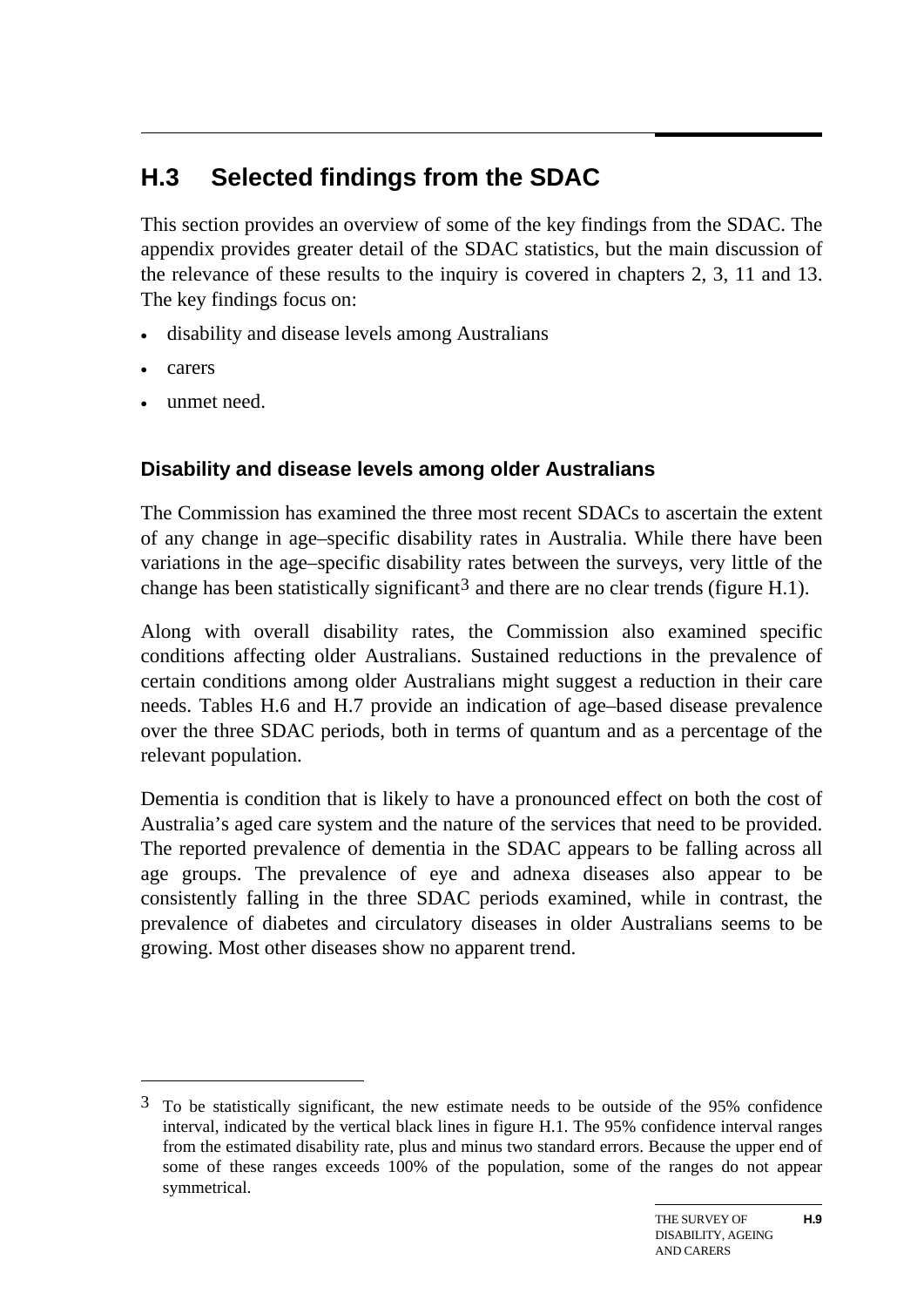## H.3 Selected findings from the SDAC

This section provides an overview of some of the key findings from the SDAC. The appendix provides greater detail of the SDAC statistics, but the main discussion of the relevance of these results to the inquiry is covered in chapters 2, 3, 11 and 13. The key findings focus on:

- disability and disease levels among Australians
- carers
- unmet need.

### Disability and disease levels among older Australians

The Commission has examined the three most recent SDACs to ascertain the extent of any change in age–specific disability rates in Australia. While there have been variations in the age–specific disability rates between the surveys, very little of the change has been statistically significant[3] and there are no clear trends (figure H.1).

Along with overall disability rates, the Commission also examined specific conditions affecting older Australians. Sustained reductions in the prevalence of certain conditions among older Australians might suggest a reduction in their care needs. Tables H.6 and H.7 provide an indication of age–based disease prevalence over the three SDAC periods, both in terms of quantum and as a percentage of the relevant population.

Dementia is condition that is likely to have a pronounced effect on both the cost of Australia's aged care system and the nature of the services that need to be provided. The reported prevalence of dementia in the SDAC appears to be falling across all age groups. The prevalence of eye and adnexa diseases also appear to be consistently falling in the three SDAC periods examined, while in contrast, the prevalence of diabetes and circulatory diseases in older Australians seems to be growing. Most other diseases show no apparent trend.

---

[3] To be statistically significant, the new estimate needs to be outside of the 95% confidence interval, indicated by the vertical black lines in figure H.1. The 95% confidence interval ranges from the estimated disability rate, plus and minus two standard errors. Because the upper end of some of these ranges exceeds 100% of the population, some of the ranges do not appear symmetrical.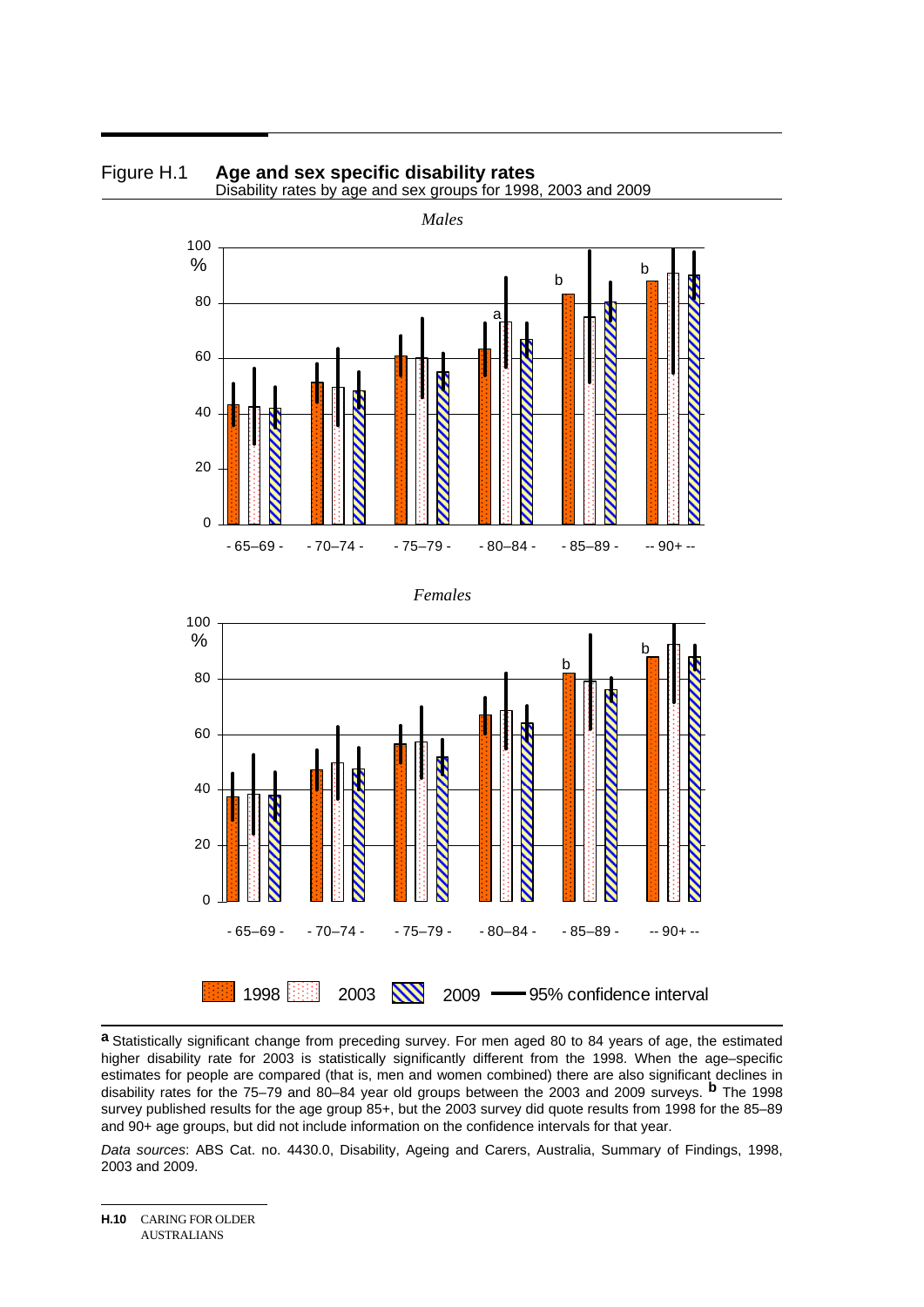Figure H.1 **Age and sex specific disability rates**

Disability rates by age and sex groups for 1998, 2003 and 2009

*Males*

*Females*

1998 2003 2009 95% confidence interval

**a** Statistically significant change from preceding survey. For men aged 80 to 84 years of age, the estimated higher disability rate for 2003 is statistically significantly different from the 1998. When the age–specific estimates for people are compared (that is, men and women combined) there are also significant declines in disability rates for the 75–79 and 80–84 year old groups between the 2003 and 2009 surveys. **b** The 1998 survey published results for the age group 85+, but the 2003 survey did quote results from 1998 for the 85–89 and 90+ age groups, but did not include information on the confidence intervals for that year.

*Data sources*: ABS Cat. no. 4430.0, Disability, Ageing and Carers, Australia, Summary of Findings, 1998, 2003 and 2009.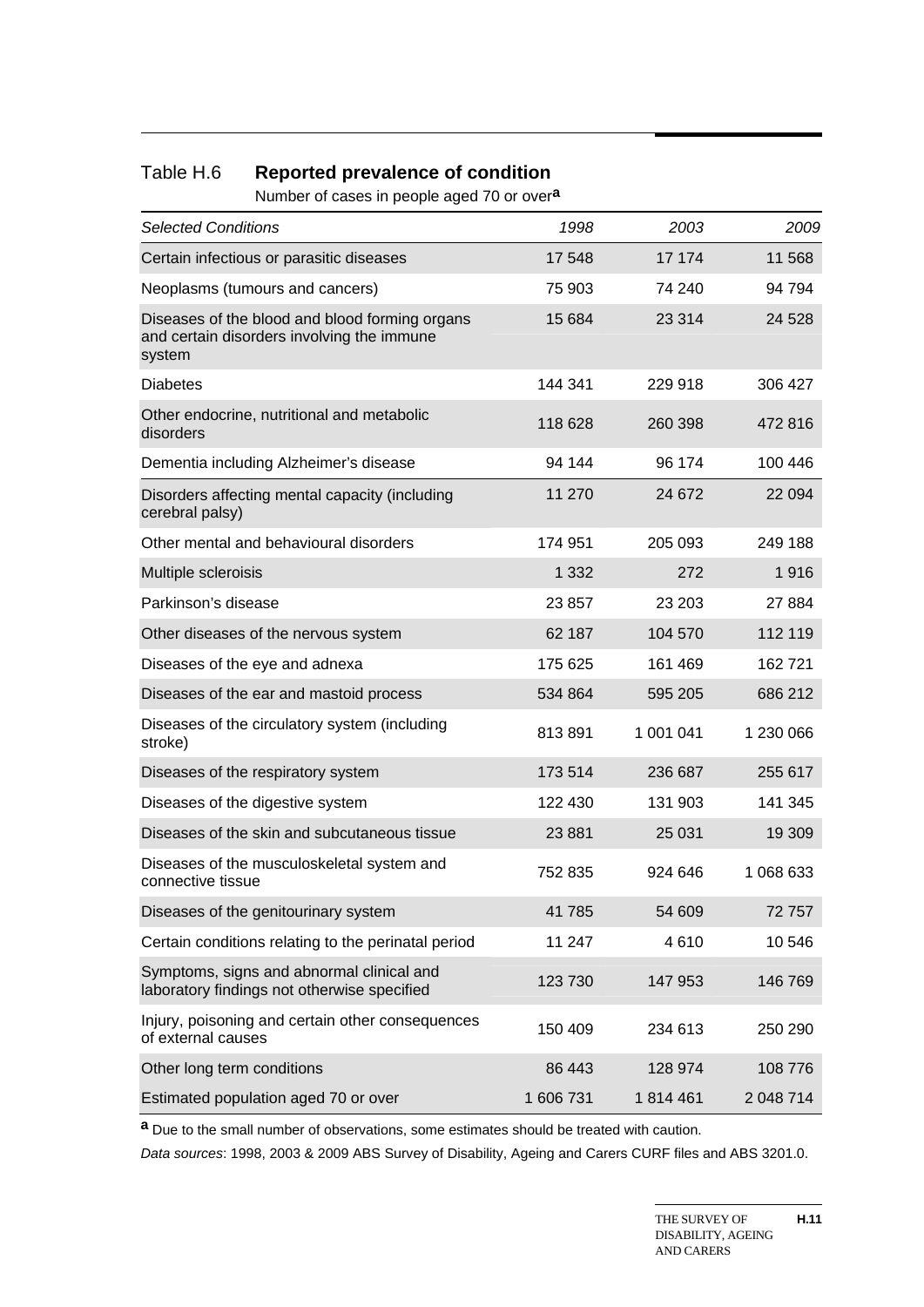Table H.6 **Reported prevalence of condition**

Number of cases in people aged 70 or over[a]

| *Selected Conditions* | *1998* | *2003* | *2009* |
|---|---|---|---|
| Certain infectious or parasitic diseases | 17 548 | 17 174 | 11 568 |
| Neoplasms (tumours and cancers) | 75 903 | 74 240 | 94 794 |
| Diseases of the blood and blood forming organs and certain disorders involving the immune system | 15 684 | 23 314 | 24 528 |
| Diabetes | 144 341 | 229 918 | 306 427 |
| Other endocrine, nutritional and metabolic disorders | 118 628 | 260 398 | 472 816 |
| Dementia including Alzheimer's disease | 94 144 | 96 174 | 100 446 |
| Disorders affecting mental capacity (including cerebral palsy) | 11 270 | 24 672 | 22 094 |
| Other mental and behavioural disorders | 174 951 | 205 093 | 249 188 |
| Multiple scleroisis | 1 332 | 272 | 1 916 |
| Parkinson's disease | 23 857 | 23 203 | 27 884 |
| Other diseases of the nervous system | 62 187 | 104 570 | 112 119 |
| Diseases of the eye and adnexa | 175 625 | 161 469 | 162 721 |
| Diseases of the ear and mastoid process | 534 864 | 595 205 | 686 212 |
| Diseases of the circulatory system (including stroke) | 813 891 | 1 001 041 | 1 230 066 |
| Diseases of the respiratory system | 173 514 | 236 687 | 255 617 |
| Diseases of the digestive system | 122 430 | 131 903 | 141 345 |
| Diseases of the skin and subcutaneous tissue | 23 881 | 25 031 | 19 309 |
| Diseases of the musculoskeletal system and connective tissue | 752 835 | 924 646 | 1 068 633 |
| Diseases of the genitourinary system | 41 785 | 54 609 | 72 757 |
| Certain conditions relating to the perinatal period | 11 247 | 4 610 | 10 546 |
| Symptoms, signs and abnormal clinical and laboratory findings not otherwise specified | 123 730 | 147 953 | 146 769 |
| Injury, poisoning and certain other consequences of external causes | 150 409 | 234 613 | 250 290 |
| Other long term conditions | 86 443 | 128 974 | 108 776 |
| Estimated population aged 70 or over | 1 606 731 | 1 814 461 | 2 048 714 |

[a] Due to the small number of observations, some estimates should be treated with caution.

*Data sources*: 1998, 2003 & 2009 ABS Survey of Disability, Ageing and Carers CURF files and ABS 3201.0.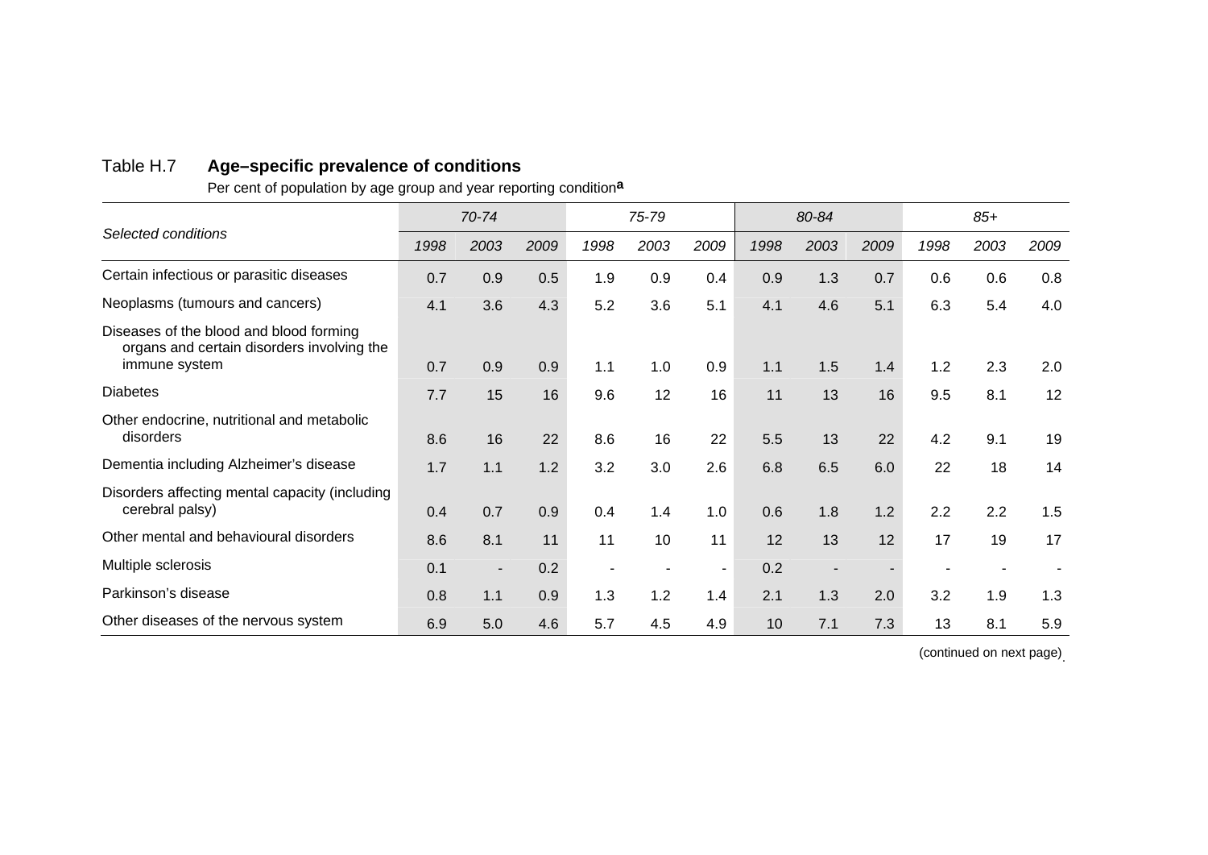Table H.7 **Age–specific prevalence of conditions**

Per cent of population by age group and year reporting condition[a]

| Selected conditions | 70-74 | | | 75-79 | | | 80-84 | | | 85+ | | |
|---|---|---|---|---|---|---|---|---|---|---|---|---|
| | *1998* | *2003* | *2009* | *1998* | *2003* | *2009* | *1998* | *2003* | *2009* | *1998* | *2003* | *2009* |
| Certain infectious or parasitic diseases | 0.7 | 0.9 | 0.5 | 1.9 | 0.9 | 0.4 | 0.9 | 1.3 | 0.7 | 0.6 | 0.6 | 0.8 |
| Neoplasms (tumours and cancers) | 4.1 | 3.6 | 4.3 | 5.2 | 3.6 | 5.1 | 4.1 | 4.6 | 5.1 | 6.3 | 5.4 | 4.0 |
| Diseases of the blood and blood forming organs and certain disorders involving the immune system | 0.7 | 0.9 | 0.9 | 1.1 | 1.0 | 0.9 | 1.1 | 1.5 | 1.4 | 1.2 | 2.3 | 2.0 |
| Diabetes | 7.7 | 15 | 16 | 9.6 | 12 | 16 | 11 | 13 | 16 | 9.5 | 8.1 | 12 |
| Other endocrine, nutritional and metabolic disorders | 8.6 | 16 | 22 | 8.6 | 16 | 22 | 5.5 | 13 | 22 | 4.2 | 9.1 | 19 |
| Dementia including Alzheimer's disease | 1.7 | 1.1 | 1.2 | 3.2 | 3.0 | 2.6 | 6.8 | 6.5 | 6.0 | 22 | 18 | 14 |
| Disorders affecting mental capacity (including cerebral palsy) | 0.4 | 0.7 | 0.9 | 0.4 | 1.4 | 1.0 | 0.6 | 1.8 | 1.2 | 2.2 | 2.2 | 1.5 |
| Other mental and behavioural disorders | 8.6 | 8.1 | 11 | 11 | 10 | 11 | 12 | 13 | 12 | 17 | 19 | 17 |
| Multiple sclerosis | 0.1 | - | 0.2 | - | - | - | 0.2 | - | - | - | - | - |
| Parkinson's disease | 0.8 | 1.1 | 0.9 | 1.3 | 1.2 | 1.4 | 2.1 | 1.3 | 2.0 | 3.2 | 1.9 | 1.3 |
| Other diseases of the nervous system | 6.9 | 5.0 | 4.6 | 5.7 | 4.5 | 4.9 | 10 | 7.1 | 7.3 | 13 | 8.1 | 5.9 |

(continued on next page)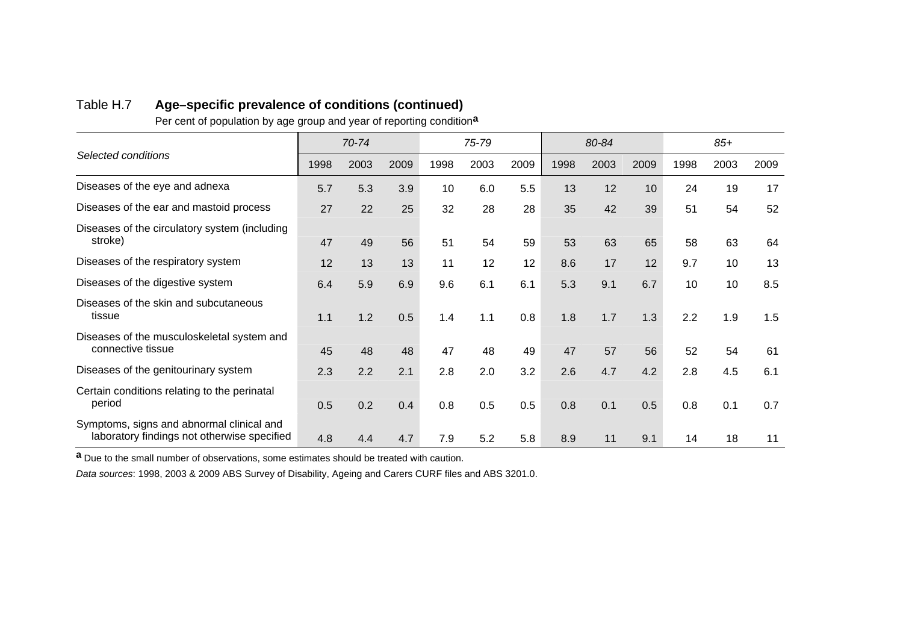Table H.7 **Age–specific prevalence of conditions (continued)**

Per cent of population by age group and year of reporting condition[a]

| *Selected conditions* | *70-74* | | | *75-79* | | | *80-84* | | | *85+* | | |
|---|---|---|---|---|---|---|---|---|---|---|---|---|
| | 1998 | 2003 | 2009 | 1998 | 2003 | 2009 | 1998 | 2003 | 2009 | 1998 | 2003 | 2009 |
| Diseases of the eye and adnexa | 5.7 | 5.3 | 3.9 | 10 | 6.0 | 5.5 | 13 | 12 | 10 | 24 | 19 | 17 |
| Diseases of the ear and mastoid process | 27 | 22 | 25 | 32 | 28 | 28 | 35 | 42 | 39 | 51 | 54 | 52 |
| Diseases of the circulatory system (including stroke) | 47 | 49 | 56 | 51 | 54 | 59 | 53 | 63 | 65 | 58 | 63 | 64 |
| Diseases of the respiratory system | 12 | 13 | 13 | 11 | 12 | 12 | 8.6 | 17 | 12 | 9.7 | 10 | 13 |
| Diseases of the digestive system | 6.4 | 5.9 | 6.9 | 9.6 | 6.1 | 6.1 | 5.3 | 9.1 | 6.7 | 10 | 10 | 8.5 |
| Diseases of the skin and subcutaneous tissue | 1.1 | 1.2 | 0.5 | 1.4 | 1.1 | 0.8 | 1.8 | 1.7 | 1.3 | 2.2 | 1.9 | 1.5 |
| Diseases of the musculoskeletal system and connective tissue | 45 | 48 | 48 | 47 | 48 | 49 | 47 | 57 | 56 | 52 | 54 | 61 |
| Diseases of the genitourinary system | 2.3 | 2.2 | 2.1 | 2.8 | 2.0 | 3.2 | 2.6 | 4.7 | 4.2 | 2.8 | 4.5 | 6.1 |
| Certain conditions relating to the perinatal period | 0.5 | 0.2 | 0.4 | 0.8 | 0.5 | 0.5 | 0.8 | 0.1 | 0.5 | 0.8 | 0.1 | 0.7 |
| Symptoms, signs and abnormal clinical and laboratory findings not otherwise specified | 4.8 | 4.4 | 4.7 | 7.9 | 5.2 | 5.8 | 8.9 | 11 | 9.1 | 14 | 18 | 11 |

[a] Due to the small number of observations, some estimates should be treated with caution.

*Data sources*: 1998, 2003 & 2009 ABS Survey of Disability, Ageing and Carers CURF files and ABS 3201.0.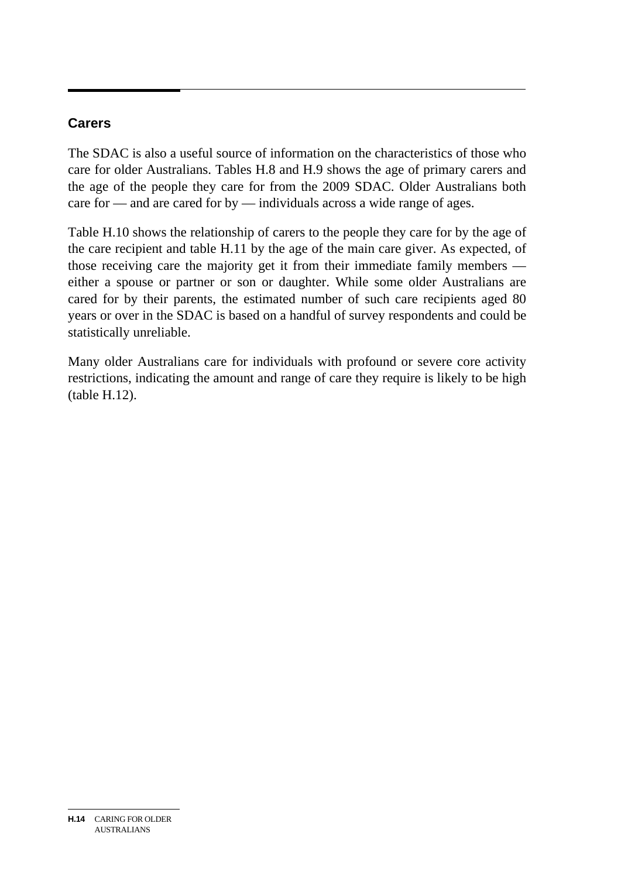## Carers

The SDAC is also a useful source of information on the characteristics of those who care for older Australians. Tables H.8 and H.9 shows the age of primary carers and the age of the people they care for from the 2009 SDAC. Older Australians both care for — and are cared for by — individuals across a wide range of ages.

Table H.10 shows the relationship of carers to the people they care for by the age of the care recipient and table H.11 by the age of the main care giver. As expected, of those receiving care the majority get it from their immediate family members — either a spouse or partner or son or daughter. While some older Australians are cared for by their parents, the estimated number of such care recipients aged 80 years or over in the SDAC is based on a handful of survey respondents and could be statistically unreliable.

Many older Australians care for individuals with profound or severe core activity restrictions, indicating the amount and range of care they require is likely to be high (table H.12).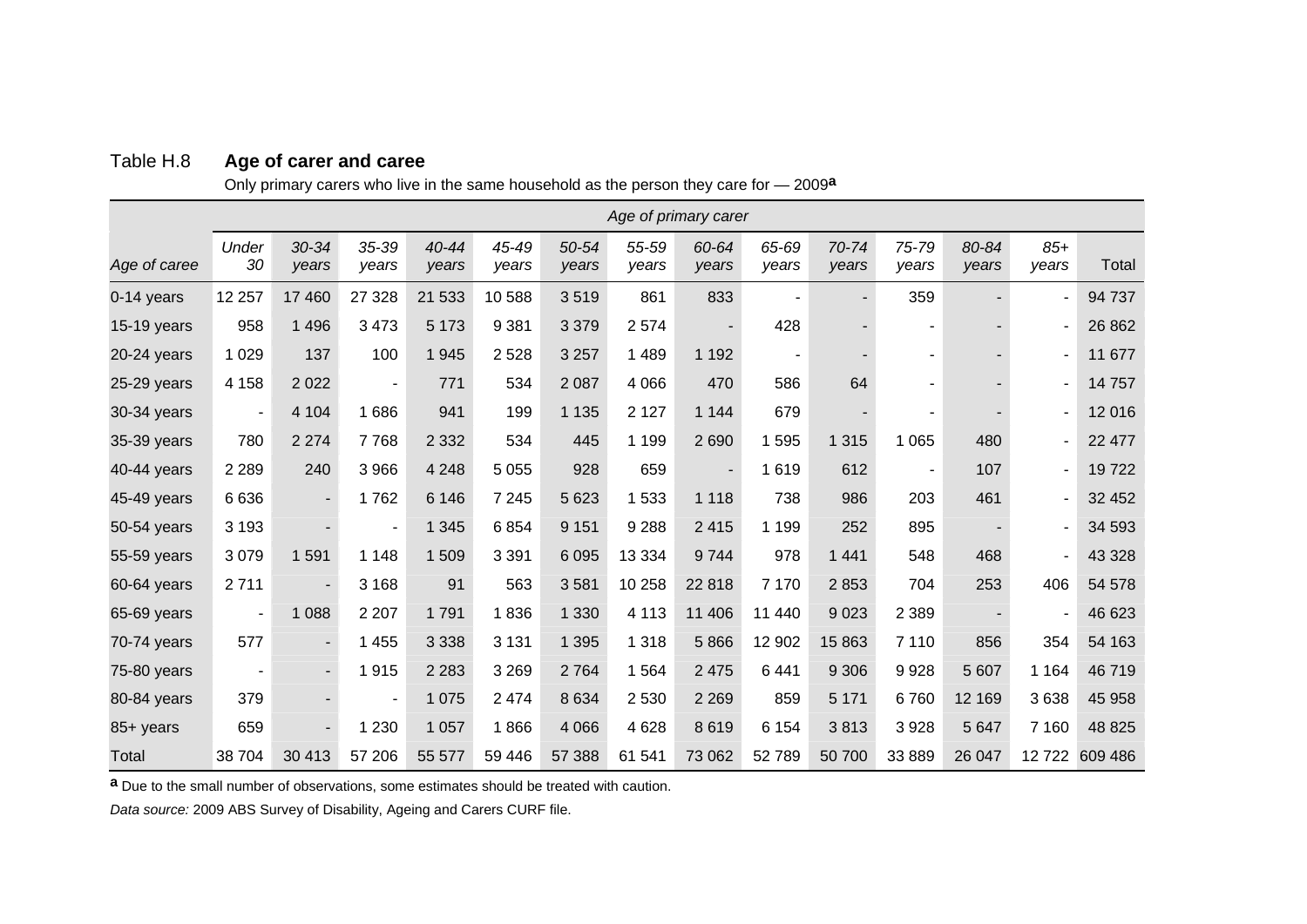### Table H.8 **Age of carer and caree**

Only primary carers who live in the same household as the person they care for — 2009[a]

| | *Age of primary carer* | | | | | | | | | | | | | |
|---|---|---|---|---|---|---|---|---|---|---|---|---|---|---|
| *Age of caree* | *Under 30* | *30-34 years* | *35-39 years* | *40-44 years* | *45-49 years* | *50-54 years* | *55-59 years* | *60-64 years* | *65-69 years* | *70-74 years* | *75-79 years* | *80-84 years* | *85+ years* | Total |
| 0-14 years | 12 257 | 17 460 | 27 328 | 21 533 | 10 588 | 3 519 | 861 | 833 | - | - | 359 | - | - | 94 737 |
| 15-19 years | 958 | 1 496 | 3 473 | 5 173 | 9 381 | 3 379 | 2 574 | - | 428 | - | - | - | - | 26 862 |
| 20-24 years | 1 029 | 137 | 100 | 1 945 | 2 528 | 3 257 | 1 489 | 1 192 | - | - | - | - | - | 11 677 |
| 25-29 years | 4 158 | 2 022 | - | 771 | 534 | 2 087 | 4 066 | 470 | 586 | 64 | - | - | - | 14 757 |
| 30-34 years | - | 4 104 | 1 686 | 941 | 199 | 1 135 | 2 127 | 1 144 | 679 | - | - | - | - | 12 016 |
| 35-39 years | 780 | 2 274 | 7 768 | 2 332 | 534 | 445 | 1 199 | 2 690 | 1 595 | 1 315 | 1 065 | 480 | - | 22 477 |
| 40-44 years | 2 289 | 240 | 3 966 | 4 248 | 5 055 | 928 | 659 | - | 1 619 | 612 | - | 107 | - | 19 722 |
| 45-49 years | 6 636 | - | 1 762 | 6 146 | 7 245 | 5 623 | 1 533 | 1 118 | 738 | 986 | 203 | 461 | - | 32 452 |
| 50-54 years | 3 193 | - | - | 1 345 | 6 854 | 9 151 | 9 288 | 2 415 | 1 199 | 252 | 895 | - | - | 34 593 |
| 55-59 years | 3 079 | 1 591 | 1 148 | 1 509 | 3 391 | 6 095 | 13 334 | 9 744 | 978 | 1 441 | 548 | 468 | - | 43 328 |
| 60-64 years | 2 711 | - | 3 168 | 91 | 563 | 3 581 | 10 258 | 22 818 | 7 170 | 2 853 | 704 | 253 | 406 | 54 578 |
| 65-69 years | - | 1 088 | 2 207 | 1 791 | 1 836 | 1 330 | 4 113 | 11 406 | 11 440 | 9 023 | 2 389 | - | - | 46 623 |
| 70-74 years | 577 | - | 1 455 | 3 338 | 3 131 | 1 395 | 1 318 | 5 866 | 12 902 | 15 863 | 7 110 | 856 | 354 | 54 163 |
| 75-80 years | - | - | 1 915 | 2 283 | 3 269 | 2 764 | 1 564 | 2 475 | 6 441 | 9 306 | 9 928 | 5 607 | 1 164 | 46 719 |
| 80-84 years | 379 | - | - | 1 075 | 2 474 | 8 634 | 2 530 | 2 269 | 859 | 5 171 | 6 760 | 12 169 | 3 638 | 45 958 |
| 85+ years | 659 | - | 1 230 | 1 057 | 1 866 | 4 066 | 4 628 | 8 619 | 6 154 | 3 813 | 3 928 | 5 647 | 7 160 | 48 825 |
| Total | 38 704 | 30 413 | 57 206 | 55 577 | 59 446 | 57 388 | 61 541 | 73 062 | 52 789 | 50 700 | 33 889 | 26 047 | 12 722 | 609 486 |

[a] Due to the small number of observations, some estimates should be treated with caution.

*Data source:* 2009 ABS Survey of Disability, Ageing and Carers CURF file.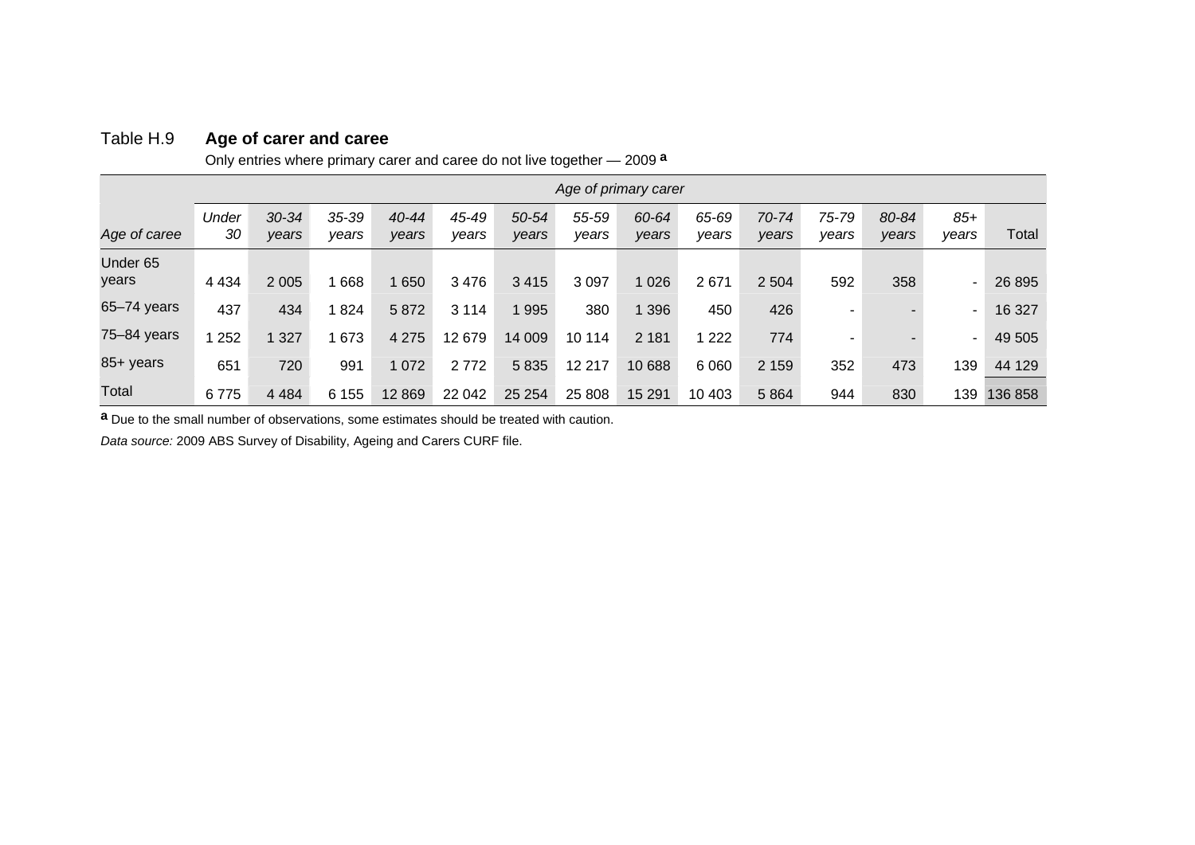Table H.9 **Age of carer and caree**

Only entries where primary carer and caree do not live together — 2009 [a]

| | *Age of primary carer* | | | | | | | | | | | | | |
|---|---|---|---|---|---|---|---|---|---|---|---|---|---|---|
| *Age of caree* | *Under 30* | *30-34 years* | *35-39 years* | *40-44 years* | *45-49 years* | *50-54 years* | *55-59 years* | *60-64 years* | *65-69 years* | *70-74 years* | *75-79 years* | *80-84 years* | *85+ years* | Total |
| Under 65 years | 4 434 | 2 005 | 1 668 | 1 650 | 3 476 | 3 415 | 3 097 | 1 026 | 2 671 | 2 504 | 592 | 358 | - | 26 895 |
| 65–74 years | 437 | 434 | 1 824 | 5 872 | 3 114 | 1 995 | 380 | 1 396 | 450 | 426 | - | - | - | 16 327 |
| 75–84 years | 1 252 | 1 327 | 1 673 | 4 275 | 12 679 | 14 009 | 10 114 | 2 181 | 1 222 | 774 | - | - | - | 49 505 |
| 85+ years | 651 | 720 | 991 | 1 072 | 2 772 | 5 835 | 12 217 | 10 688 | 6 060 | 2 159 | 352 | 473 | 139 | 44 129 |
| Total | 6 775 | 4 484 | 6 155 | 12 869 | 22 042 | 25 254 | 25 808 | 15 291 | 10 403 | 5 864 | 944 | 830 | 139 | 136 858 |

[a] Due to the small number of observations, some estimates should be treated with caution.

*Data source:* 2009 ABS Survey of Disability, Ageing and Carers CURF file.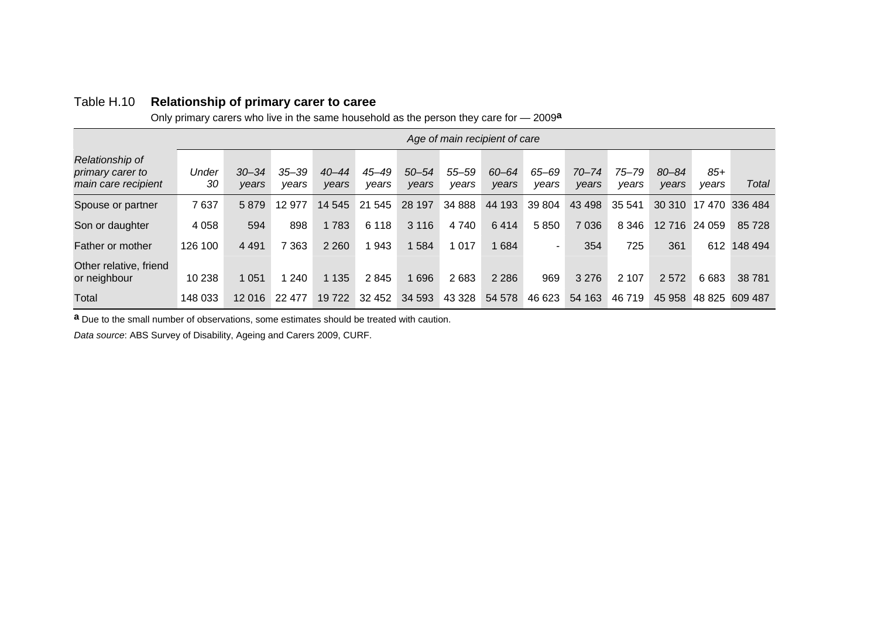Table H.10 **Relationship of primary carer to caree**

Only primary carers who live in the same household as the person they care for — 2009[a]

| | *Age of main recipient of care* | | | | | | | | | | | | | |
|---|---|---|---|---|---|---|---|---|---|---|---|---|---|---|
| *Relationship of primary carer to main care recipient* | *Under 30* | *30–34 years* | *35–39 years* | *40–44 years* | *45–49 years* | *50–54 years* | *55–59 years* | *60–64 years* | *65–69 years* | *70–74 years* | *75–79 years* | *80–84 years* | *85+ years* | *Total* |
| Spouse or partner | 7 637 | 5 879 | 12 977 | 14 545 | 21 545 | 28 197 | 34 888 | 44 193 | 39 804 | 43 498 | 35 541 | 30 310 | 17 470 | 336 484 |
| Son or daughter | 4 058 | 594 | 898 | 1 783 | 6 118 | 3 116 | 4 740 | 6 414 | 5 850 | 7 036 | 8 346 | 12 716 | 24 059 | 85 728 |
| Father or mother | 126 100 | 4 491 | 7 363 | 2 260 | 1 943 | 1 584 | 1 017 | 1 684 | - | 354 | 725 | 361 | 612 | 148 494 |
| Other relative, friend or neighbour | 10 238 | 1 051 | 1 240 | 1 135 | 2 845 | 1 696 | 2 683 | 2 286 | 969 | 3 276 | 2 107 | 2 572 | 6 683 | 38 781 |
| Total | 148 033 | 12 016 | 22 477 | 19 722 | 32 452 | 34 593 | 43 328 | 54 578 | 46 623 | 54 163 | 46 719 | 45 958 | 48 825 | 609 487 |

[a] Due to the small number of observations, some estimates should be treated with caution.

*Data source*: ABS Survey of Disability, Ageing and Carers 2009, CURF.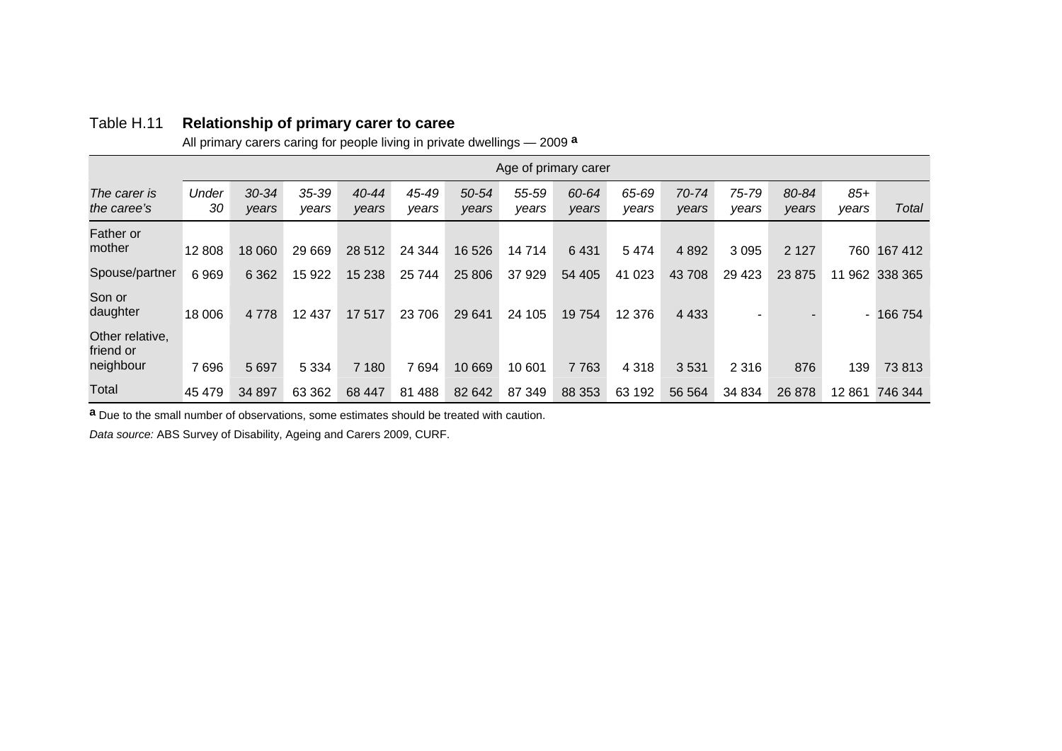Table H.11 **Relationship of primary carer to caree**

All primary carers caring for people living in private dwellings — 2009 [a]

| | Age of primary carer | | | | | | | | | | | | | |
|---|---|---|---|---|---|---|---|---|---|---|---|---|---|---|
| *The carer is the caree's* | *Under 30* | *30-34 years* | *35-39 years* | *40-44 years* | *45-49 years* | *50-54 years* | *55-59 years* | *60-64 years* | *65-69 years* | *70-74 years* | *75-79 years* | *80-84 years* | *85+ years* | *Total* |
| Father or mother | 12 808 | 18 060 | 29 669 | 28 512 | 24 344 | 16 526 | 14 714 | 6 431 | 5 474 | 4 892 | 3 095 | 2 127 | 760 | 167 412 |
| Spouse/partner | 6 969 | 6 362 | 15 922 | 15 238 | 25 744 | 25 806 | 37 929 | 54 405 | 41 023 | 43 708 | 29 423 | 23 875 | 11 962 | 338 365 |
| Son or daughter | 18 006 | 4 778 | 12 437 | 17 517 | 23 706 | 29 641 | 24 105 | 19 754 | 12 376 | 4 433 | - | - | - | 166 754 |
| Other relative, friend or neighbour | 7 696 | 5 697 | 5 334 | 7 180 | 7 694 | 10 669 | 10 601 | 7 763 | 4 318 | 3 531 | 2 316 | 876 | 139 | 73 813 |
| Total | 45 479 | 34 897 | 63 362 | 68 447 | 81 488 | 82 642 | 87 349 | 88 353 | 63 192 | 56 564 | 34 834 | 26 878 | 12 861 | 746 344 |

[a] Due to the small number of observations, some estimates should be treated with caution.

*Data source:* ABS Survey of Disability, Ageing and Carers 2009, CURF.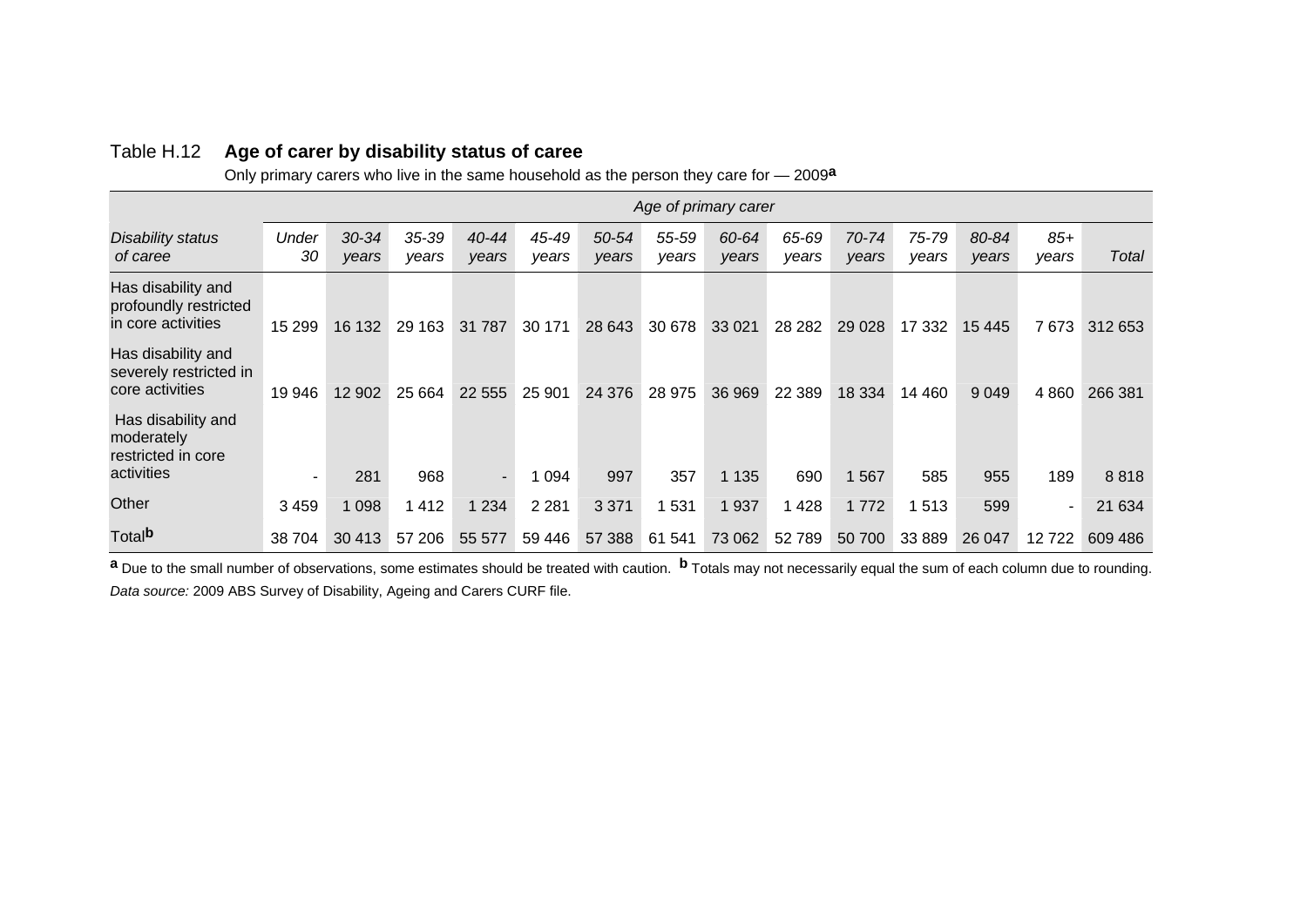Table H.12 **Age of carer by disability status of caree**

Only primary carers who live in the same household as the person they care for — 2009[a]

| | *Age of primary carer* | | | | | | | | | | | | | |
|---|---|---|---|---|---|---|---|---|---|---|---|---|---|---|
| *Disability status of caree* | *Under 30* | *30-34 years* | *35-39 years* | *40-44 years* | *45-49 years* | *50-54 years* | *55-59 years* | *60-64 years* | *65-69 years* | *70-74 years* | *75-79 years* | *80-84 years* | *85+ years* | *Total* |
| Has disability and profoundly restricted in core activities | 15 299 | 16 132 | 29 163 | 31 787 | 30 171 | 28 643 | 30 678 | 33 021 | 28 282 | 29 028 | 17 332 | 15 445 | 7 673 | 312 653 |
| Has disability and severely restricted in core activities | 19 946 | 12 902 | 25 664 | 22 555 | 25 901 | 24 376 | 28 975 | 36 969 | 22 389 | 18 334 | 14 460 | 9 049 | 4 860 | 266 381 |
| Has disability and moderately restricted in core activities | - | 281 | 968 | - | 1 094 | 997 | 357 | 1 135 | 690 | 1 567 | 585 | 955 | 189 | 8 818 |
| Other | 3 459 | 1 098 | 1 412 | 1 234 | 2 281 | 3 371 | 1 531 | 1 937 | 1 428 | 1 772 | 1 513 | 599 | - | 21 634 |
| Total[b] | 38 704 | 30 413 | 57 206 | 55 577 | 59 446 | 57 388 | 61 541 | 73 062 | 52 789 | 50 700 | 33 889 | 26 047 | 12 722 | 609 486 |

[a] Due to the small number of observations, some estimates should be treated with caution. [b] Totals may not necessarily equal the sum of each column due to rounding.

*Data source:* 2009 ABS Survey of Disability, Ageing and Carers CURF file.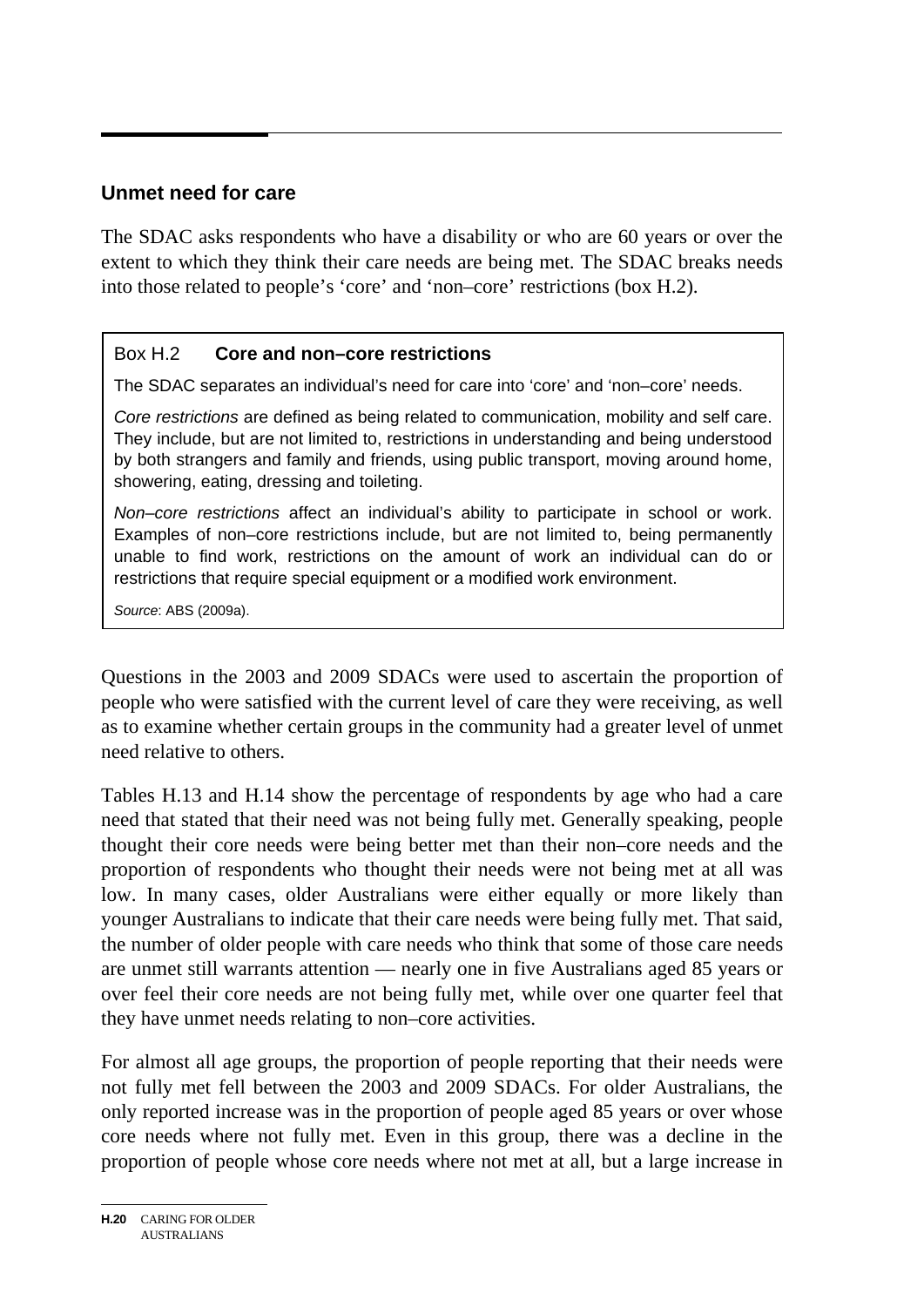## Unmet need for care

The SDAC asks respondents who have a disability or who are 60 years or over the extent to which they think their care needs are being met. The SDAC breaks needs into those related to people's 'core' and 'non–core' restrictions (box H.2).

> Box H.2 **Core and non–core restrictions**
>
> The SDAC separates an individual's need for care into 'core' and 'non–core' needs.
>
> *Core restrictions* are defined as being related to communication, mobility and self care. They include, but are not limited to, restrictions in understanding and being understood by both strangers and family and friends, using public transport, moving around home, showering, eating, dressing and toileting.
>
> *Non–core restrictions* affect an individual's ability to participate in school or work. Examples of non–core restrictions include, but are not limited to, being permanently unable to find work, restrictions on the amount of work an individual can do or restrictions that require special equipment or a modified work environment.
>
> *Source*: ABS (2009a).

Questions in the 2003 and 2009 SDACs were used to ascertain the proportion of people who were satisfied with the current level of care they were receiving, as well as to examine whether certain groups in the community had a greater level of unmet need relative to others.

Tables H.13 and H.14 show the percentage of respondents by age who had a care need that stated that their need was not being fully met. Generally speaking, people thought their core needs were being better met than their non–core needs and the proportion of respondents who thought their needs were not being met at all was low. In many cases, older Australians were either equally or more likely than younger Australians to indicate that their care needs were being fully met. That said, the number of older people with care needs who think that some of those care needs are unmet still warrants attention — nearly one in five Australians aged 85 years or over feel their core needs are not being fully met, while over one quarter feel that they have unmet needs relating to non–core activities.

For almost all age groups, the proportion of people reporting that their needs were not fully met fell between the 2003 and 2009 SDACs. For older Australians, the only reported increase was in the proportion of people aged 85 years or over whose core needs where not fully met. Even in this group, there was a decline in the proportion of people whose core needs where not met at all, but a large increase in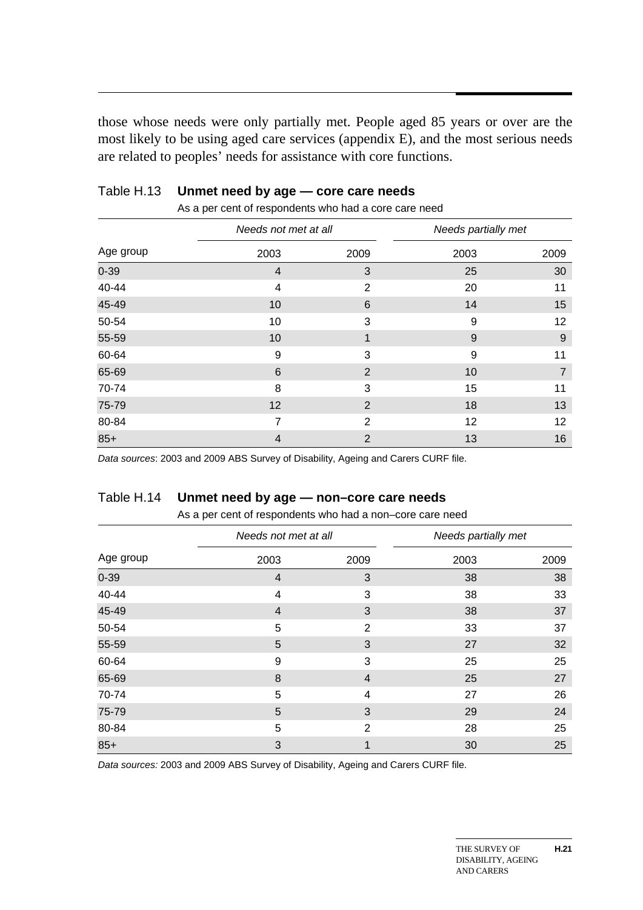those whose needs were only partially met. People aged 85 years or over are the most likely to be using aged care services (appendix E), and the most serious needs are related to peoples' needs for assistance with core functions.

**Table H.13 Unmet need by age — core care needs**

As a per cent of respondents who had a core care need

| | *Needs not met at all* | | *Needs partially met* | |
|---|---|---|---|---|
| Age group | 2003 | 2009 | 2003 | 2009 |
| 0-39 | 4 | 3 | 25 | 30 |
| 40-44 | 4 | 2 | 20 | 11 |
| 45-49 | 10 | 6 | 14 | 15 |
| 50-54 | 10 | 3 | 9 | 12 |
| 55-59 | 10 | 1 | 9 | 9 |
| 60-64 | 9 | 3 | 9 | 11 |
| 65-69 | 6 | 2 | 10 | 7 |
| 70-74 | 8 | 3 | 15 | 11 |
| 75-79 | 12 | 2 | 18 | 13 |
| 80-84 | 7 | 2 | 12 | 12 |
| 85+ | 4 | 2 | 13 | 16 |

*Data sources*: 2003 and 2009 ABS Survey of Disability, Ageing and Carers CURF file.

**Table H.14 Unmet need by age — non–core care needs**

As a per cent of respondents who had a non–core care need

| | *Needs not met at all* | | *Needs partially met* | |
|---|---|---|---|---|
| Age group | 2003 | 2009 | 2003 | 2009 |
| 0-39 | 4 | 3 | 38 | 38 |
| 40-44 | 4 | 3 | 38 | 33 |
| 45-49 | 4 | 3 | 38 | 37 |
| 50-54 | 5 | 2 | 33 | 37 |
| 55-59 | 5 | 3 | 27 | 32 |
| 60-64 | 9 | 3 | 25 | 25 |
| 65-69 | 8 | 4 | 25 | 27 |
| 70-74 | 5 | 4 | 27 | 26 |
| 75-79 | 5 | 3 | 29 | 24 |
| 80-84 | 5 | 2 | 28 | 25 |
| 85+ | 3 | 1 | 30 | 25 |

*Data sources:* 2003 and 2009 ABS Survey of Disability, Ageing and Carers CURF file.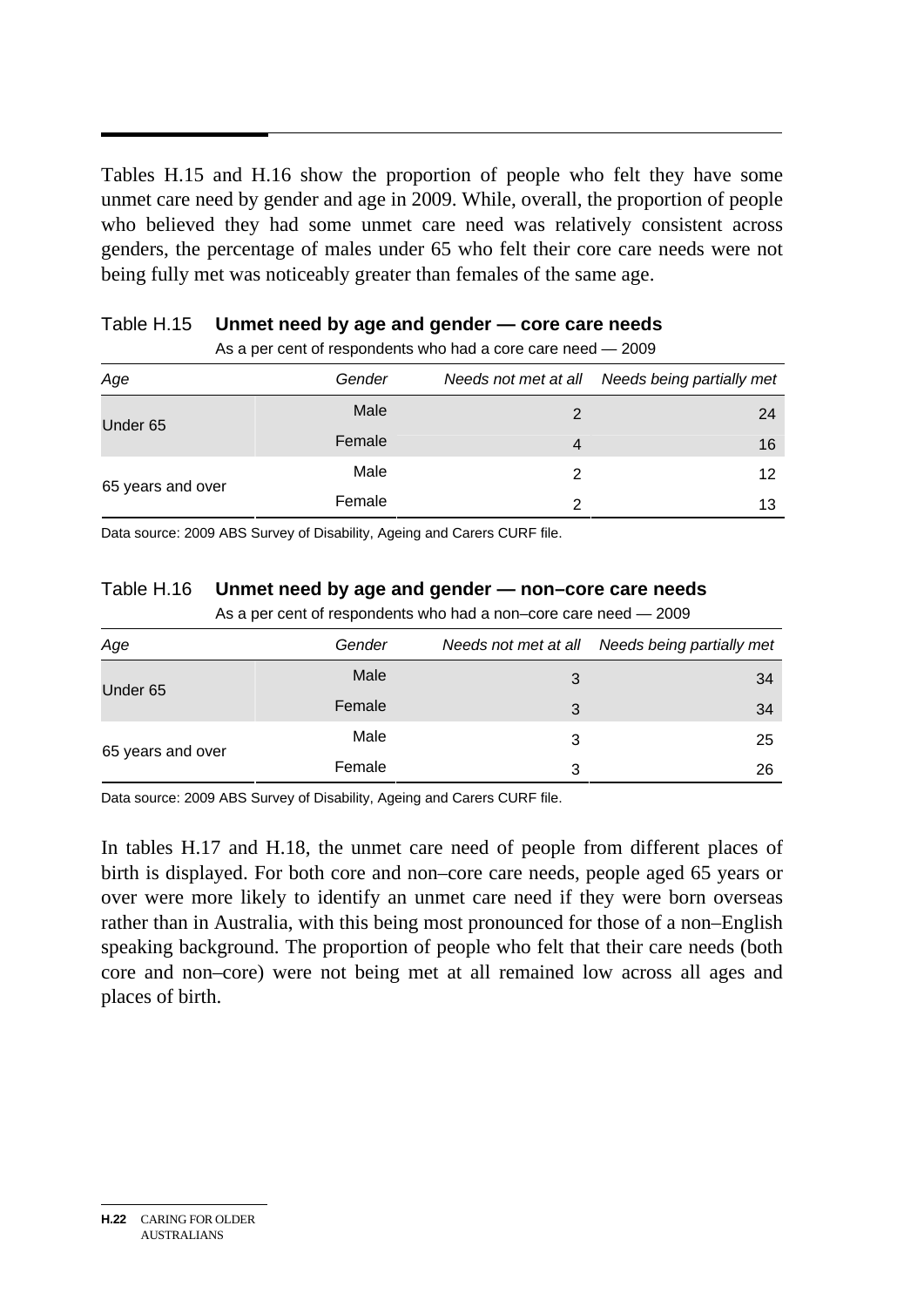Tables H.15 and H.16 show the proportion of people who felt they have some unmet care need by gender and age in 2009. While, overall, the proportion of people who believed they had some unmet care need was relatively consistent across genders, the percentage of males under 65 who felt their core care needs were not being fully met was noticeably greater than females of the same age.

Table H.15 **Unmet need by age and gender — core care needs**

As a per cent of respondents who had a core care need — 2009

| *Age* | *Gender* | *Needs not met at all* | *Needs being partially met* |
|---|---|---|---|
| Under 65 | Male | 2 | 24 |
| | Female | 4 | 16 |
| 65 years and over | Male | 2 | 12 |
| | Female | 2 | 13 |

Data source: 2009 ABS Survey of Disability, Ageing and Carers CURF file.

Table H.16 **Unmet need by age and gender — non–core care needs**

As a per cent of respondents who had a non–core care need — 2009

| *Age* | *Gender* | *Needs not met at all* | *Needs being partially met* |
|---|---|---|---|
| Under 65 | Male | 3 | 34 |
| | Female | 3 | 34 |
| 65 years and over | Male | 3 | 25 |
| | Female | 3 | 26 |

Data source: 2009 ABS Survey of Disability, Ageing and Carers CURF file.

In tables H.17 and H.18, the unmet care need of people from different places of birth is displayed. For both core and non–core care needs, people aged 65 years or over were more likely to identify an unmet care need if they were born overseas rather than in Australia, with this being most pronounced for those of a non–English speaking background. The proportion of people who felt that their care needs (both core and non–core) were not being met at all remained low across all ages and places of birth.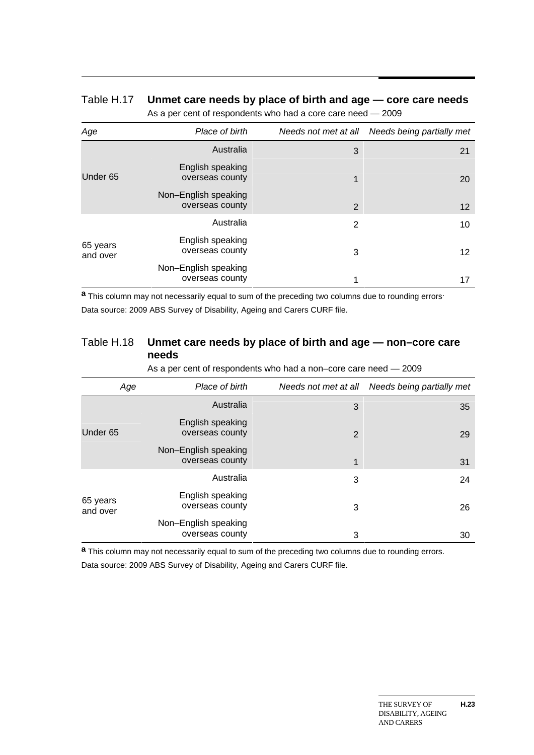## Table H.17 Unmet care needs by place of birth and age — core care needs

As a per cent of respondents who had a core care need — 2009

| *Age* | *Place of birth* | *Needs not met at all* | *Needs being partially met* |
|---|---|---|---|
| Under 65 | Australia | 3 | 21 |
| | English speaking overseas county | 1 | 20 |
| | Non–English speaking overseas county | 2 | 12 |
| 65 years and over | Australia | 2 | 10 |
| | English speaking overseas county | 3 | 12 |
| | Non–English speaking overseas county | 1 | 17 |

**a** This column may not necessarily equal to sum of the preceding two columns due to rounding errors.

Data source: 2009 ABS Survey of Disability, Ageing and Carers CURF file.

## Table H.18 Unmet care needs by place of birth and age — non–core care needs

As a per cent of respondents who had a non–core care need — 2009

| *Age* | *Place of birth* | *Needs not met at all* | *Needs being partially met* |
|---|---|---|---|
| Under 65 | Australia | 3 | 35 |
| | English speaking overseas county | 2 | 29 |
| | Non–English speaking overseas county | 1 | 31 |
| 65 years and over | Australia | 3 | 24 |
| | English speaking overseas county | 3 | 26 |
| | Non–English speaking overseas county | 3 | 30 |

**a** This column may not necessarily equal to sum of the preceding two columns due to rounding errors.

Data source: 2009 ABS Survey of Disability, Ageing and Carers CURF file.